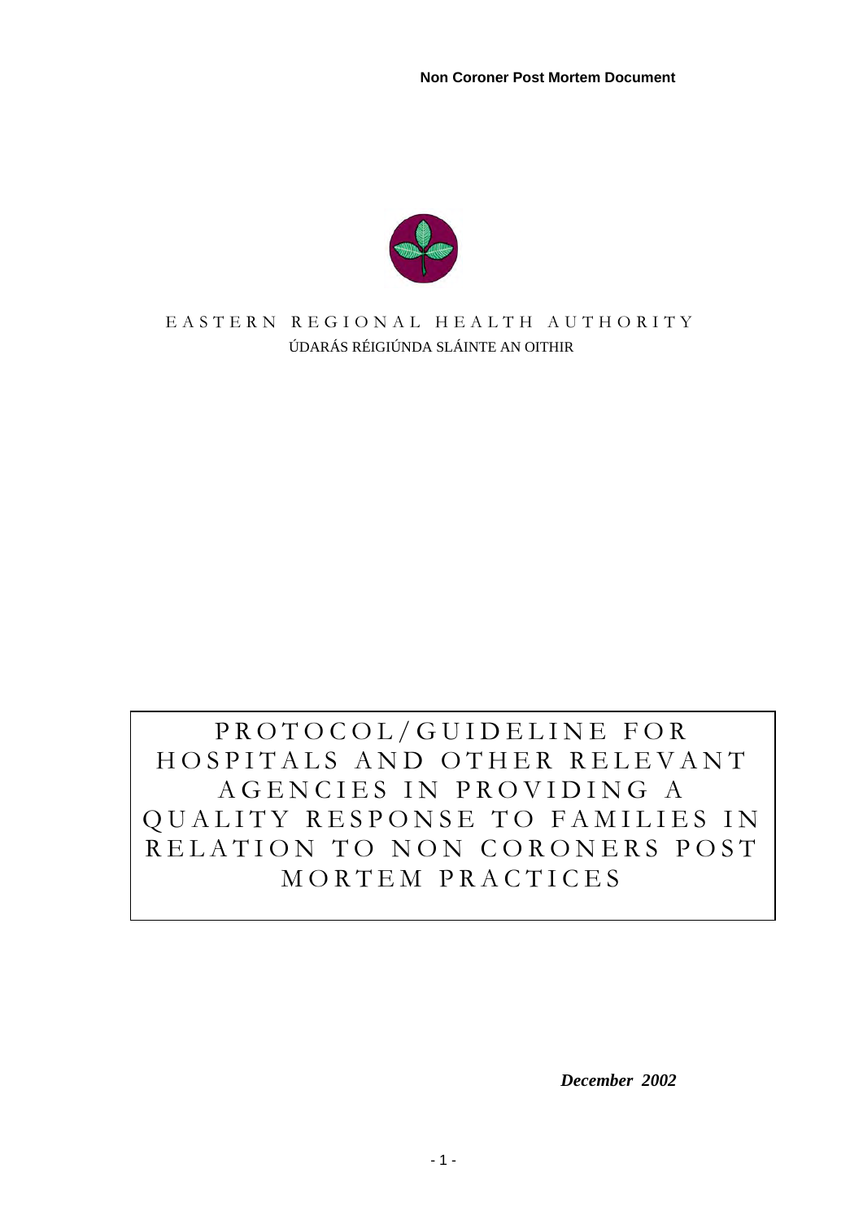**Non Coroner Post Mortem Document**

EASTERN REGIONAL HEALTH AUTHORITY

ÚDARÁS RÉIGIÚNDA SLÁINTE AN OITHIR

# PROTOCOL/GUIDELINE FOR HOSPITALS AND OTHER RELEVANT AGENCIES IN PROVIDING A QUALITY RESPONSE TO FAMILIES IN RELATION TO NON CORONERS POST MORTEM PRACTICES

***December 2002***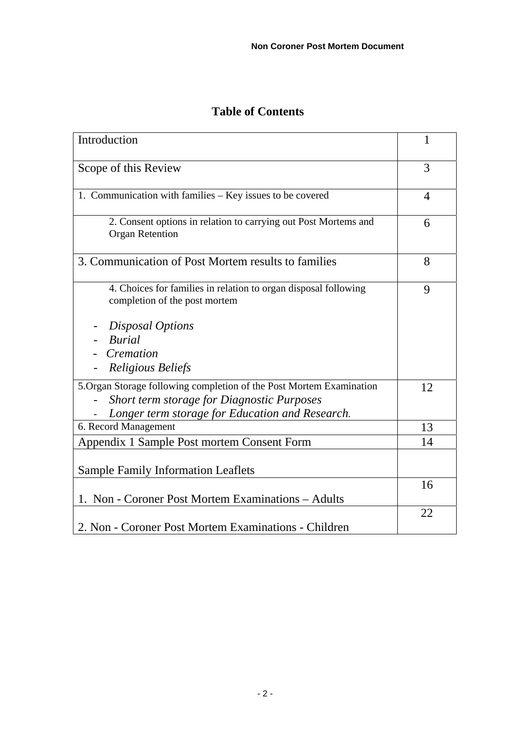# Table of Contents

| | |
|---|---|
| Introduction | 1 |
| Scope of this Review | 3 |
| 1. Communication with families – Key issues to be covered | 4 |
| 2. Consent options in relation to carrying out Post Mortems and Organ Retention | 6 |
| 3. Communication of Post Mortem results to families | 8 |
| 4. Choices for families in relation to organ disposal following completion of the post mortem<br>- *Disposal Options*<br>- *Burial*<br>- *Cremation*<br>- *Religious Beliefs* | 9 |
| 5.Organ Storage following completion of the Post Mortem Examination<br>- *Short term storage for Diagnostic Purposes*<br>- *Longer term storage for Education and Research.* | 12 |
| 6. Record Management | 13 |
| Appendix 1 Sample Post mortem Consent Form | 14 |
| Sample Family Information Leaflets | |
| 1. Non - Coroner Post Mortem Examinations – Adults | 16 |
| 2. Non - Coroner Post Mortem Examinations - Children | 22 |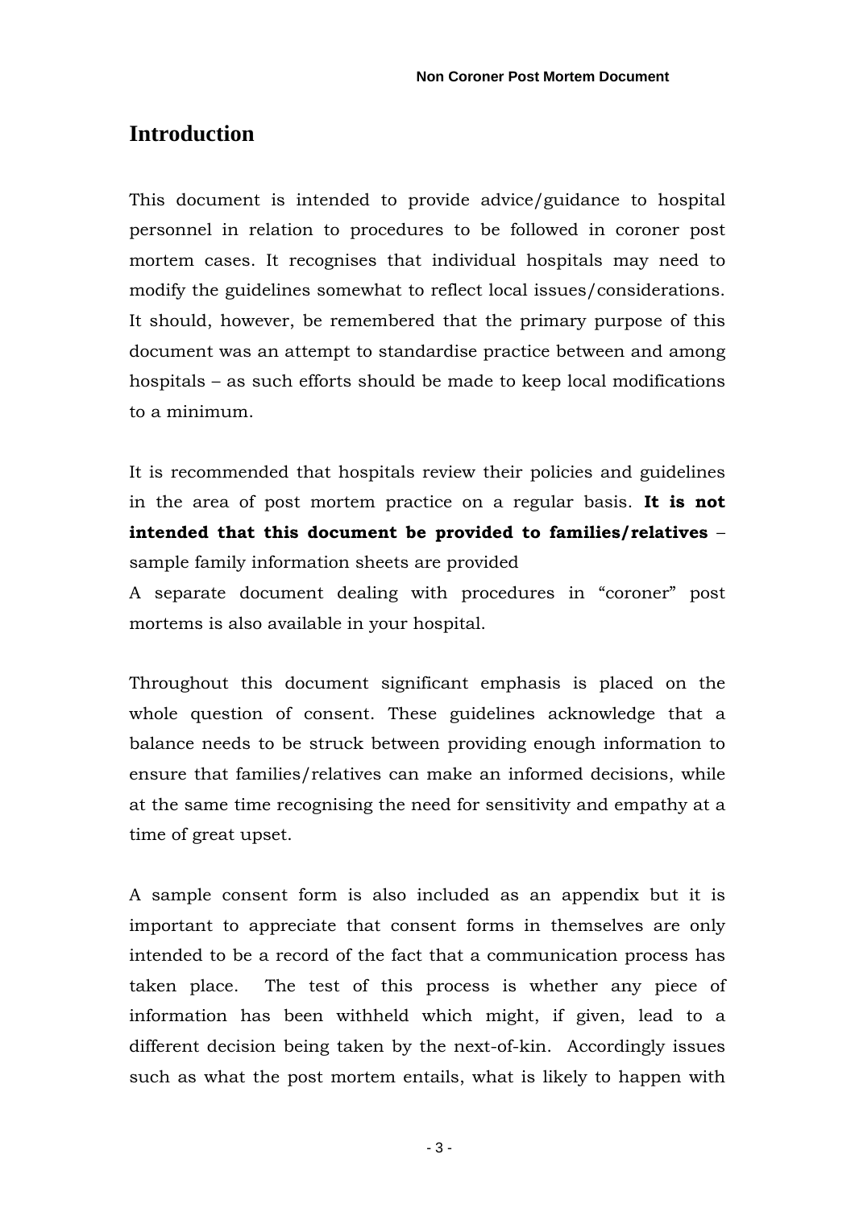# Introduction

This document is intended to provide advice/guidance to hospital personnel in relation to procedures to be followed in coroner post mortem cases. It recognises that individual hospitals may need to modify the guidelines somewhat to reflect local issues/considerations. It should, however, be remembered that the primary purpose of this document was an attempt to standardise practice between and among hospitals – as such efforts should be made to keep local modifications to a minimum.

It is recommended that hospitals review their policies and guidelines in the area of post mortem practice on a regular basis. **It is not intended that this document be provided to families/relatives** – sample family information sheets are provided

A separate document dealing with procedures in "coroner" post mortems is also available in your hospital.

Throughout this document significant emphasis is placed on the whole question of consent. These guidelines acknowledge that a balance needs to be struck between providing enough information to ensure that families/relatives can make an informed decisions, while at the same time recognising the need for sensitivity and empathy at a time of great upset.

A sample consent form is also included as an appendix but it is important to appreciate that consent forms in themselves are only intended to be a record of the fact that a communication process has taken place. The test of this process is whether any piece of information has been withheld which might, if given, lead to a different decision being taken by the next-of-kin. Accordingly issues such as what the post mortem entails, what is likely to happen with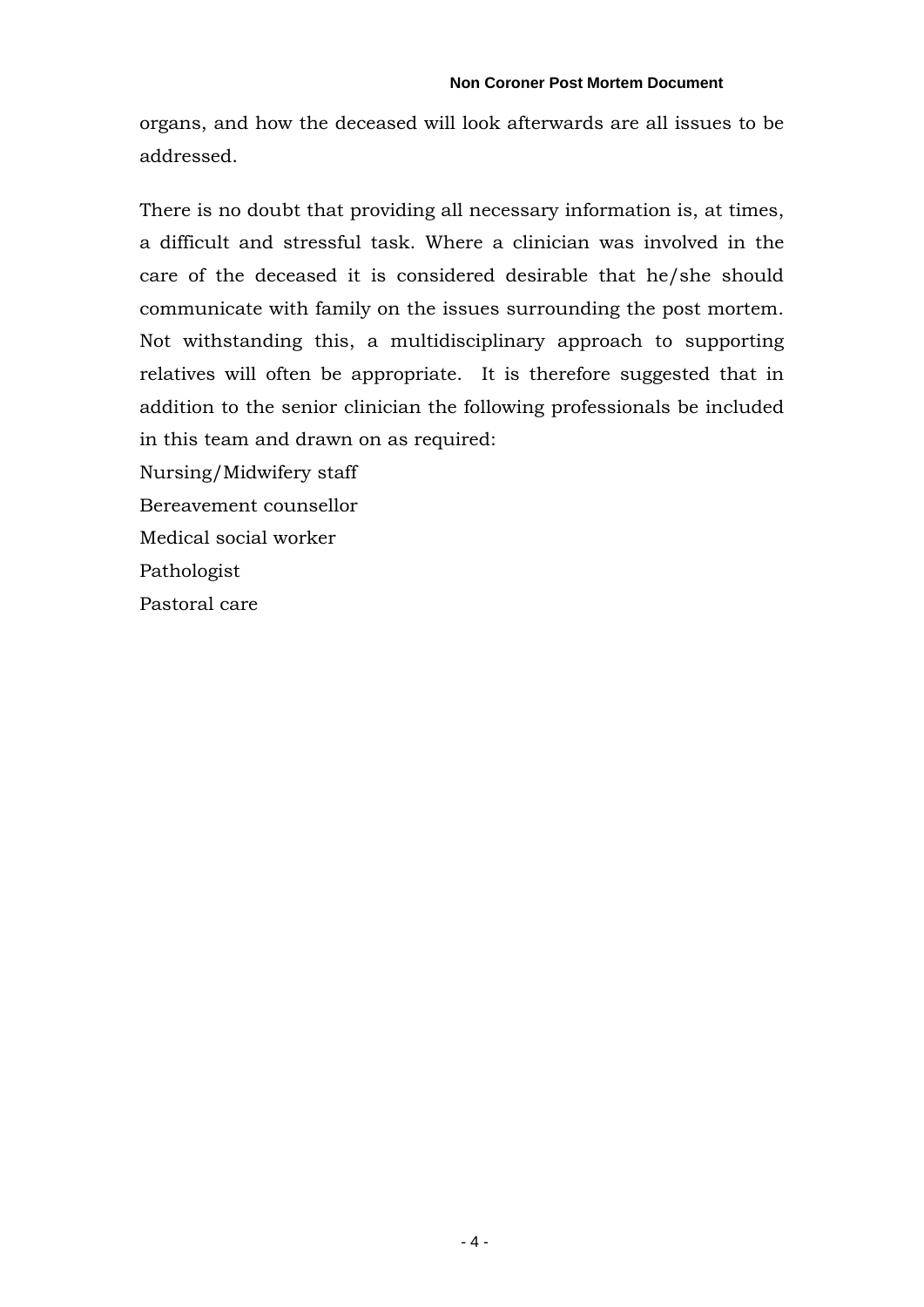organs, and how the deceased will look afterwards are all issues to be addressed.

There is no doubt that providing all necessary information is, at times, a difficult and stressful task. Where a clinician was involved in the care of the deceased it is considered desirable that he/she should communicate with family on the issues surrounding the post mortem. Not withstanding this, a multidisciplinary approach to supporting relatives will often be appropriate. It is therefore suggested that in addition to the senior clinician the following professionals be included in this team and drawn on as required:

Nursing/Midwifery staff

Bereavement counsellor

Medical social worker

Pathologist

Pastoral care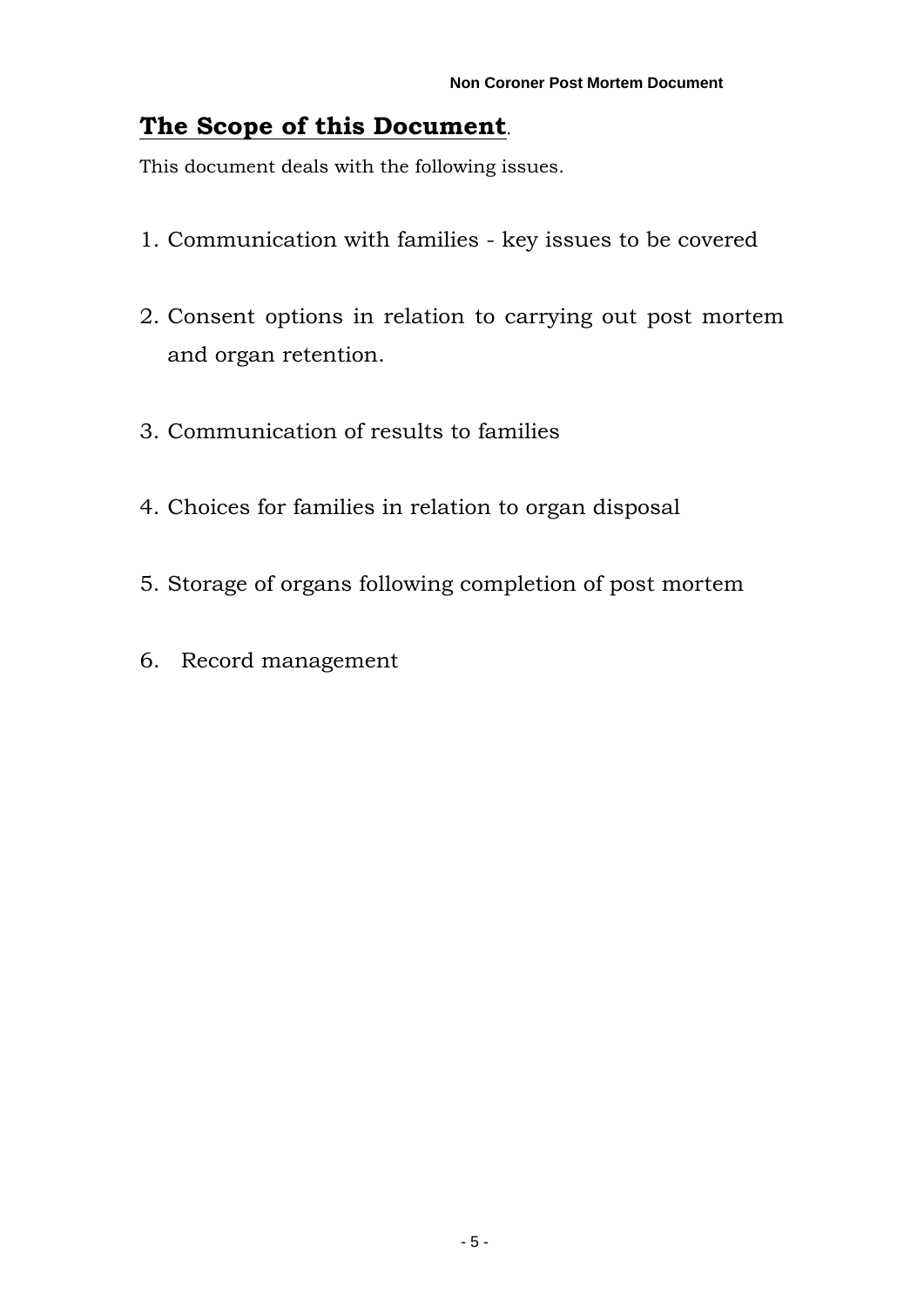## The Scope of this Document.

This document deals with the following issues.

1. Communication with families - key issues to be covered

2. Consent options in relation to carrying out post mortem and organ retention.

3. Communication of results to families

4. Choices for families in relation to organ disposal

5. Storage of organs following completion of post mortem

6. Record management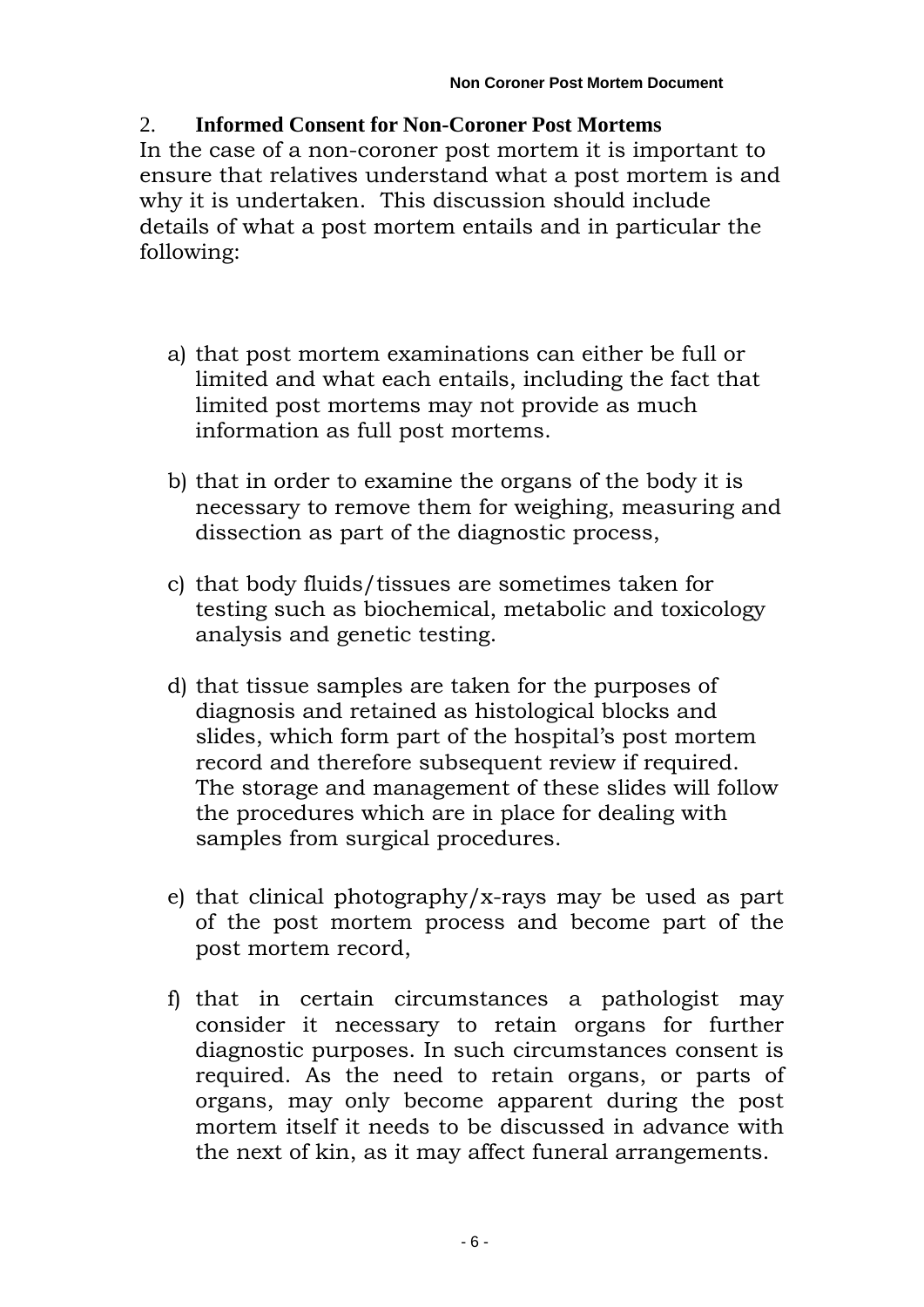## 2. Informed Consent for Non-Coroner Post Mortems

In the case of a non-coroner post mortem it is important to ensure that relatives understand what a post mortem is and why it is undertaken. This discussion should include details of what a post mortem entails and in particular the following:

a) that post mortem examinations can either be full or limited and what each entails, including the fact that limited post mortems may not provide as much information as full post mortems.

b) that in order to examine the organs of the body it is necessary to remove them for weighing, measuring and dissection as part of the diagnostic process,

c) that body fluids/tissues are sometimes taken for testing such as biochemical, metabolic and toxicology analysis and genetic testing.

d) that tissue samples are taken for the purposes of diagnosis and retained as histological blocks and slides, which form part of the hospital's post mortem record and therefore subsequent review if required. The storage and management of these slides will follow the procedures which are in place for dealing with samples from surgical procedures.

e) that clinical photography/x-rays may be used as part of the post mortem process and become part of the post mortem record,

f) that in certain circumstances a pathologist may consider it necessary to retain organs for further diagnostic purposes. In such circumstances consent is required. As the need to retain organs, or parts of organs, may only become apparent during the post mortem itself it needs to be discussed in advance with the next of kin, as it may affect funeral arrangements.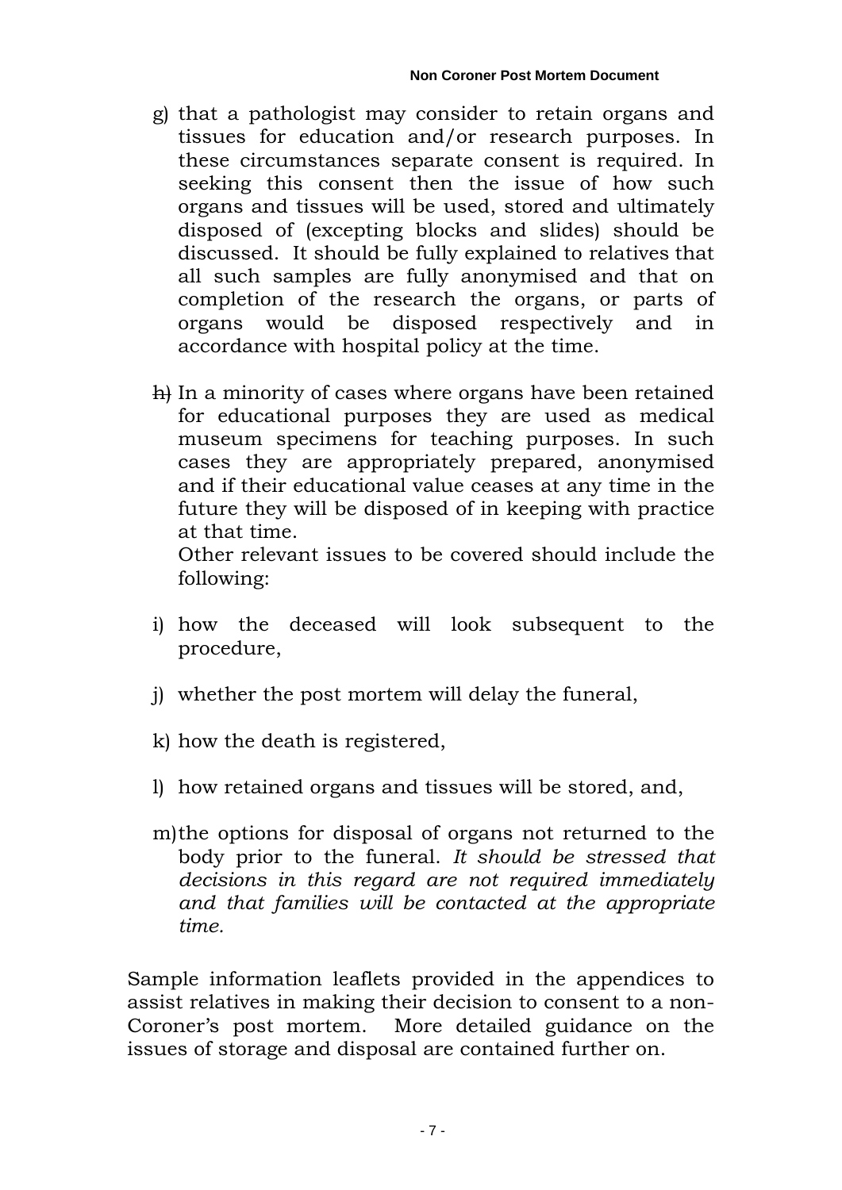g) that a pathologist may consider to retain organs and tissues for education and/or research purposes. In these circumstances separate consent is required. In seeking this consent then the issue of how such organs and tissues will be used, stored and ultimately disposed of (excepting blocks and slides) should be discussed. It should be fully explained to relatives that all such samples are fully anonymised and that on completion of the research the organs, or parts of organs would be disposed respectively and in accordance with hospital policy at the time.

h) In a minority of cases where organs have been retained for educational purposes they are used as medical museum specimens for teaching purposes. In such cases they are appropriately prepared, anonymised and if their educational value ceases at any time in the future they will be disposed of in keeping with practice at that time.

   Other relevant issues to be covered should include the following:

i) how the deceased will look subsequent to the procedure,

j) whether the post mortem will delay the funeral,

k) how the death is registered,

l) how retained organs and tissues will be stored, and,

m) the options for disposal of organs not returned to the body prior to the funeral. *It should be stressed that decisions in this regard are not required immediately and that families will be contacted at the appropriate time.*

Sample information leaflets provided in the appendices to assist relatives in making their decision to consent to a non-Coroner's post mortem. More detailed guidance on the issues of storage and disposal are contained further on.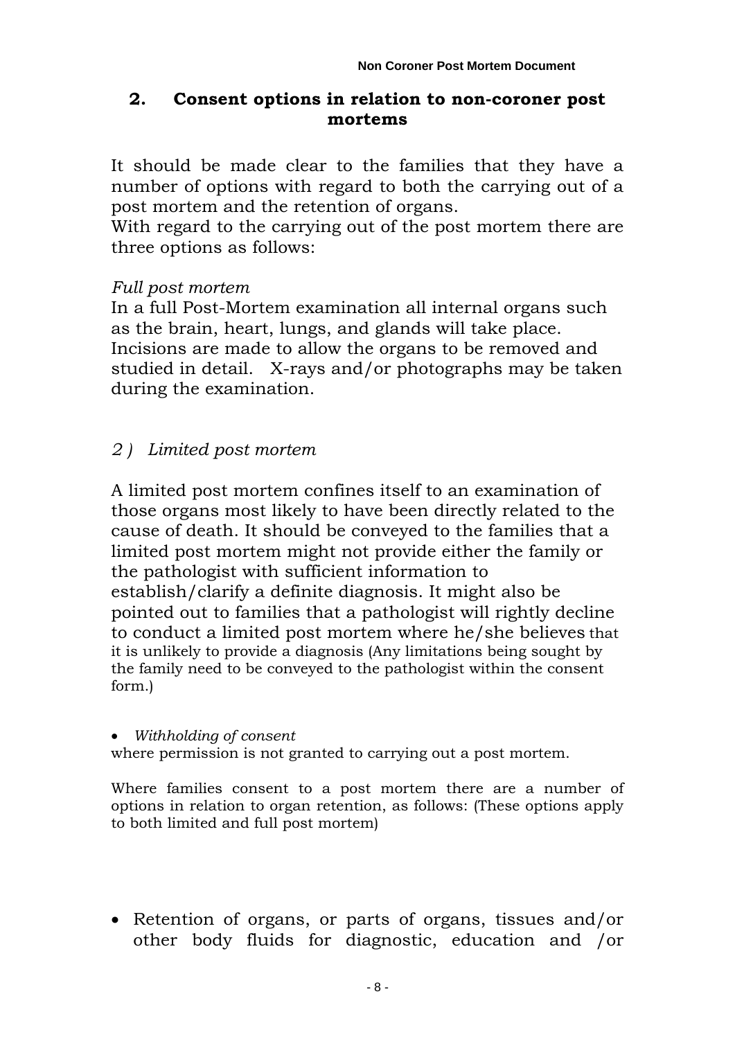## 2. Consent options in relation to non-coroner post mortems

It should be made clear to the families that they have a number of options with regard to both the carrying out of a post mortem and the retention of organs.
With regard to the carrying out of the post mortem there are three options as follows:

*Full post mortem*
In a full Post-Mortem examination all internal organs such as the brain, heart, lungs, and glands will take place. Incisions are made to allow the organs to be removed and studied in detail. X-rays and/or photographs may be taken during the examination.

*2 ) Limited post mortem*

A limited post mortem confines itself to an examination of those organs most likely to have been directly related to the cause of death. It should be conveyed to the families that a limited post mortem might not provide either the family or the pathologist with sufficient information to establish/clarify a definite diagnosis. It might also be pointed out to families that a pathologist will rightly decline to conduct a limited post mortem where he/she believes that it is unlikely to provide a diagnosis (Any limitations being sought by the family need to be conveyed to the pathologist within the consent form.)

- *Withholding of consent*

where permission is not granted to carrying out a post mortem.

Where families consent to a post mortem there are a number of options in relation to organ retention, as follows: (These options apply to both limited and full post mortem)

- Retention of organs, or parts of organs, tissues and/or other body fluids for diagnostic, education and /or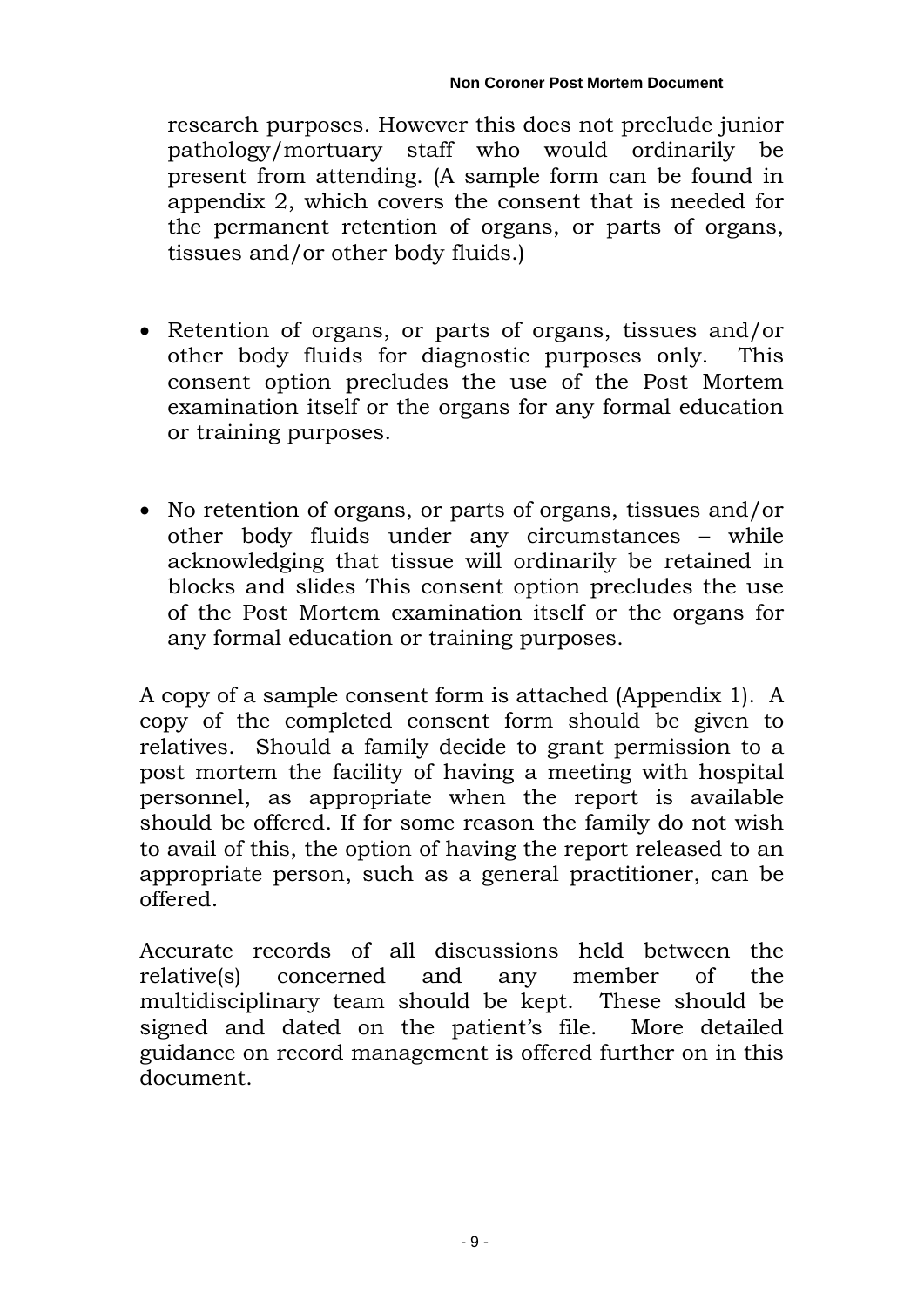research purposes. However this does not preclude junior pathology/mortuary staff who would ordinarily be present from attending. (A sample form can be found in appendix 2, which covers the consent that is needed for the permanent retention of organs, or parts of organs, tissues and/or other body fluids.)

- Retention of organs, or parts of organs, tissues and/or other body fluids for diagnostic purposes only. This consent option precludes the use of the Post Mortem examination itself or the organs for any formal education or training purposes.

- No retention of organs, or parts of organs, tissues and/or other body fluids under any circumstances – while acknowledging that tissue will ordinarily be retained in blocks and slides This consent option precludes the use of the Post Mortem examination itself or the organs for any formal education or training purposes.

A copy of a sample consent form is attached (Appendix 1). A copy of the completed consent form should be given to relatives. Should a family decide to grant permission to a post mortem the facility of having a meeting with hospital personnel, as appropriate when the report is available should be offered. If for some reason the family do not wish to avail of this, the option of having the report released to an appropriate person, such as a general practitioner, can be offered.

Accurate records of all discussions held between the relative(s) concerned and any member of the multidisciplinary team should be kept. These should be signed and dated on the patient's file. More detailed guidance on record management is offered further on in this document.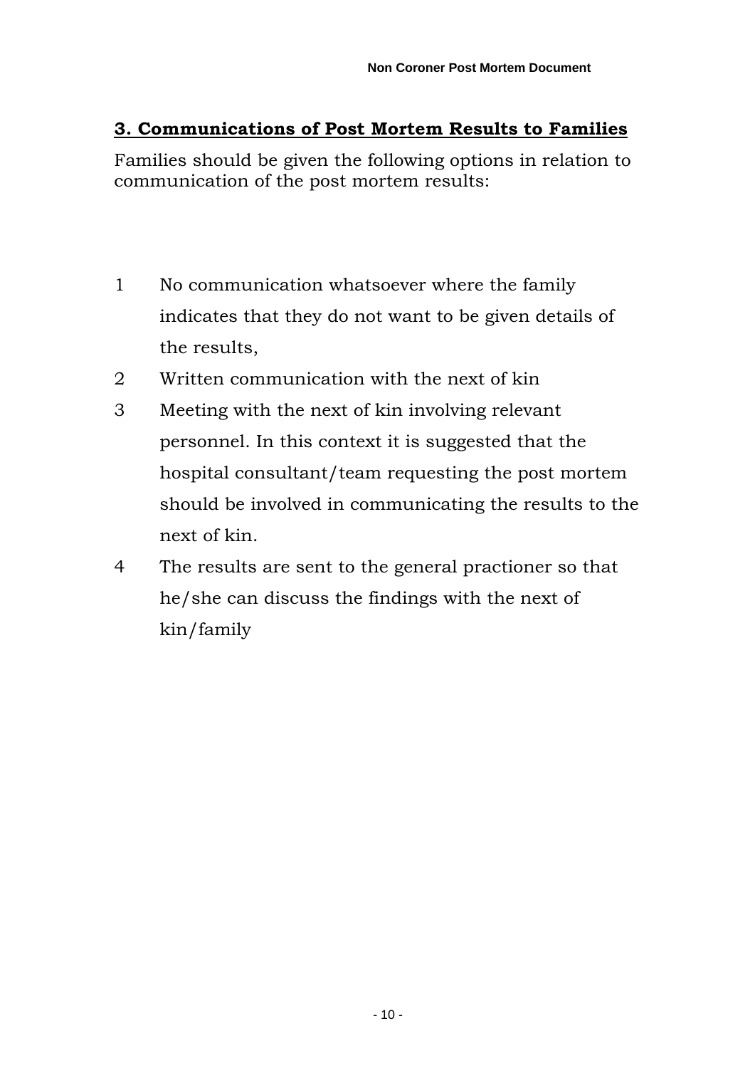## 3. Communications of Post Mortem Results to Families

Families should be given the following options in relation to communication of the post mortem results:

1. No communication whatsoever where the family indicates that they do not want to be given details of the results,
2. Written communication with the next of kin
3. Meeting with the next of kin involving relevant personnel. In this context it is suggested that the hospital consultant/team requesting the post mortem should be involved in communicating the results to the next of kin.
4. The results are sent to the general practioner so that he/she can discuss the findings with the next of kin/family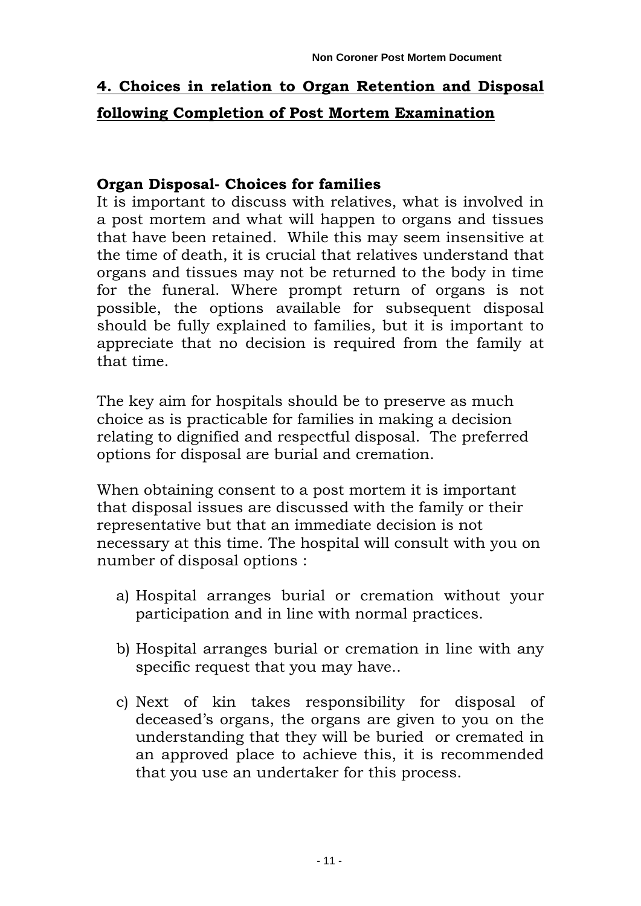## 4. Choices in relation to Organ Retention and Disposal following Completion of Post Mortem Examination

### Organ Disposal- Choices for families

It is important to discuss with relatives, what is involved in a post mortem and what will happen to organs and tissues that have been retained. While this may seem insensitive at the time of death, it is crucial that relatives understand that organs and tissues may not be returned to the body in time for the funeral. Where prompt return of organs is not possible, the options available for subsequent disposal should be fully explained to families, but it is important to appreciate that no decision is required from the family at that time.

The key aim for hospitals should be to preserve as much choice as is practicable for families in making a decision relating to dignified and respectful disposal. The preferred options for disposal are burial and cremation.

When obtaining consent to a post mortem it is important that disposal issues are discussed with the family or their representative but that an immediate decision is not necessary at this time. The hospital will consult with you on number of disposal options :

a) Hospital arranges burial or cremation without your participation and in line with normal practices.

b) Hospital arranges burial or cremation in line with any specific request that you may have..

c) Next of kin takes responsibility for disposal of deceased's organs, the organs are given to you on the understanding that they will be buried or cremated in an approved place to achieve this, it is recommended that you use an undertaker for this process.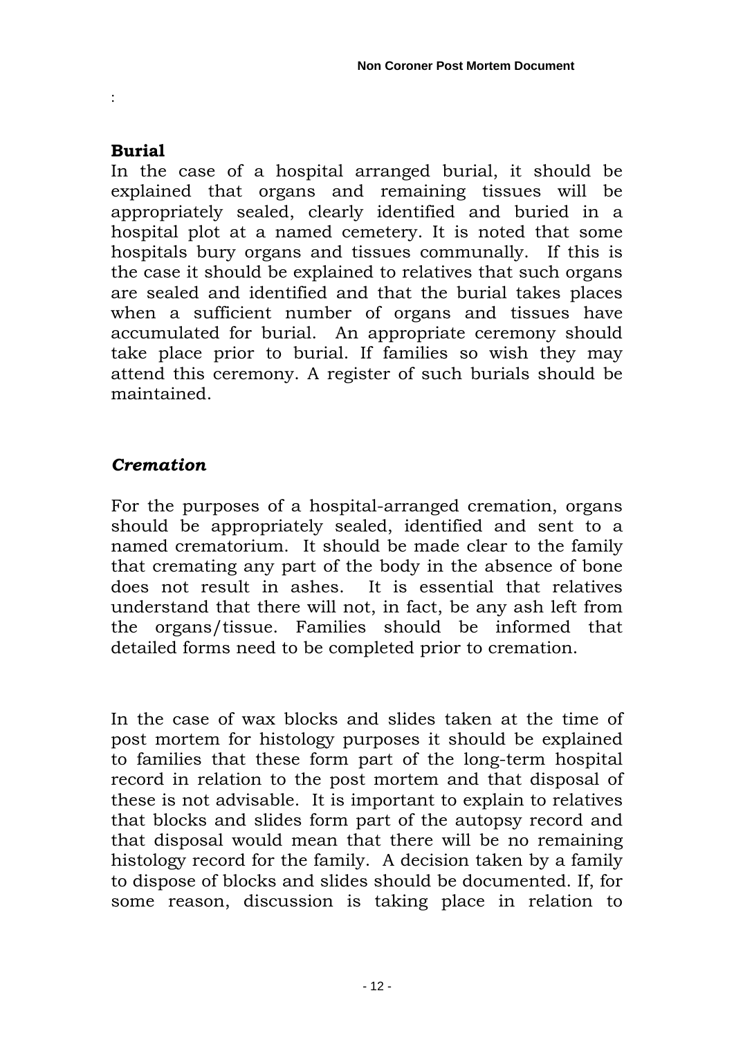:

**Burial**

In the case of a hospital arranged burial, it should be explained that organs and remaining tissues will be appropriately sealed, clearly identified and buried in a hospital plot at a named cemetery. It is noted that some hospitals bury organs and tissues communally. If this is the case it should be explained to relatives that such organs are sealed and identified and that the burial takes places when a sufficient number of organs and tissues have accumulated for burial. An appropriate ceremony should take place prior to burial. If families so wish they may attend this ceremony. A register of such burials should be maintained.

***Cremation***

For the purposes of a hospital-arranged cremation, organs should be appropriately sealed, identified and sent to a named crematorium. It should be made clear to the family that cremating any part of the body in the absence of bone does not result in ashes. It is essential that relatives understand that there will not, in fact, be any ash left from the organs/tissue. Families should be informed that detailed forms need to be completed prior to cremation.

In the case of wax blocks and slides taken at the time of post mortem for histology purposes it should be explained to families that these form part of the long-term hospital record in relation to the post mortem and that disposal of these is not advisable. It is important to explain to relatives that blocks and slides form part of the autopsy record and that disposal would mean that there will be no remaining histology record for the family. A decision taken by a family to dispose of blocks and slides should be documented. If, for some reason, discussion is taking place in relation to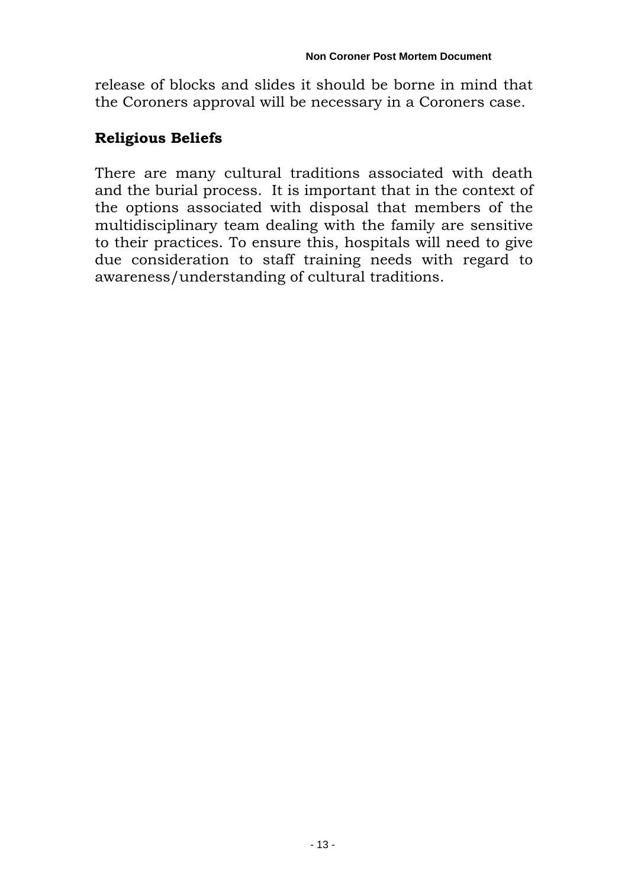release of blocks and slides it should be borne in mind that the Coroners approval will be necessary in a Coroners case.

## Religious Beliefs

There are many cultural traditions associated with death and the burial process. It is important that in the context of the options associated with disposal that members of the multidisciplinary team dealing with the family are sensitive to their practices. To ensure this, hospitals will need to give due consideration to staff training needs with regard to awareness/understanding of cultural traditions.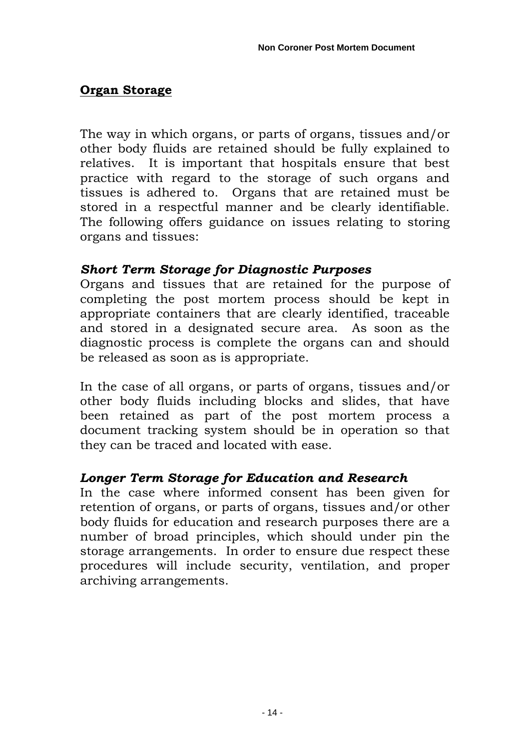## Organ Storage

The way in which organs, or parts of organs, tissues and/or other body fluids are retained should be fully explained to relatives. It is important that hospitals ensure that best practice with regard to the storage of such organs and tissues is adhered to. Organs that are retained must be stored in a respectful manner and be clearly identifiable. The following offers guidance on issues relating to storing organs and tissues:

### *Short Term Storage for Diagnostic Purposes*

Organs and tissues that are retained for the purpose of completing the post mortem process should be kept in appropriate containers that are clearly identified, traceable and stored in a designated secure area. As soon as the diagnostic process is complete the organs can and should be released as soon as is appropriate.

In the case of all organs, or parts of organs, tissues and/or other body fluids including blocks and slides, that have been retained as part of the post mortem process a document tracking system should be in operation so that they can be traced and located with ease.

### *Longer Term Storage for Education and Research*

In the case where informed consent has been given for retention of organs, or parts of organs, tissues and/or other body fluids for education and research purposes there are a number of broad principles, which should under pin the storage arrangements. In order to ensure due respect these procedures will include security, ventilation, and proper archiving arrangements.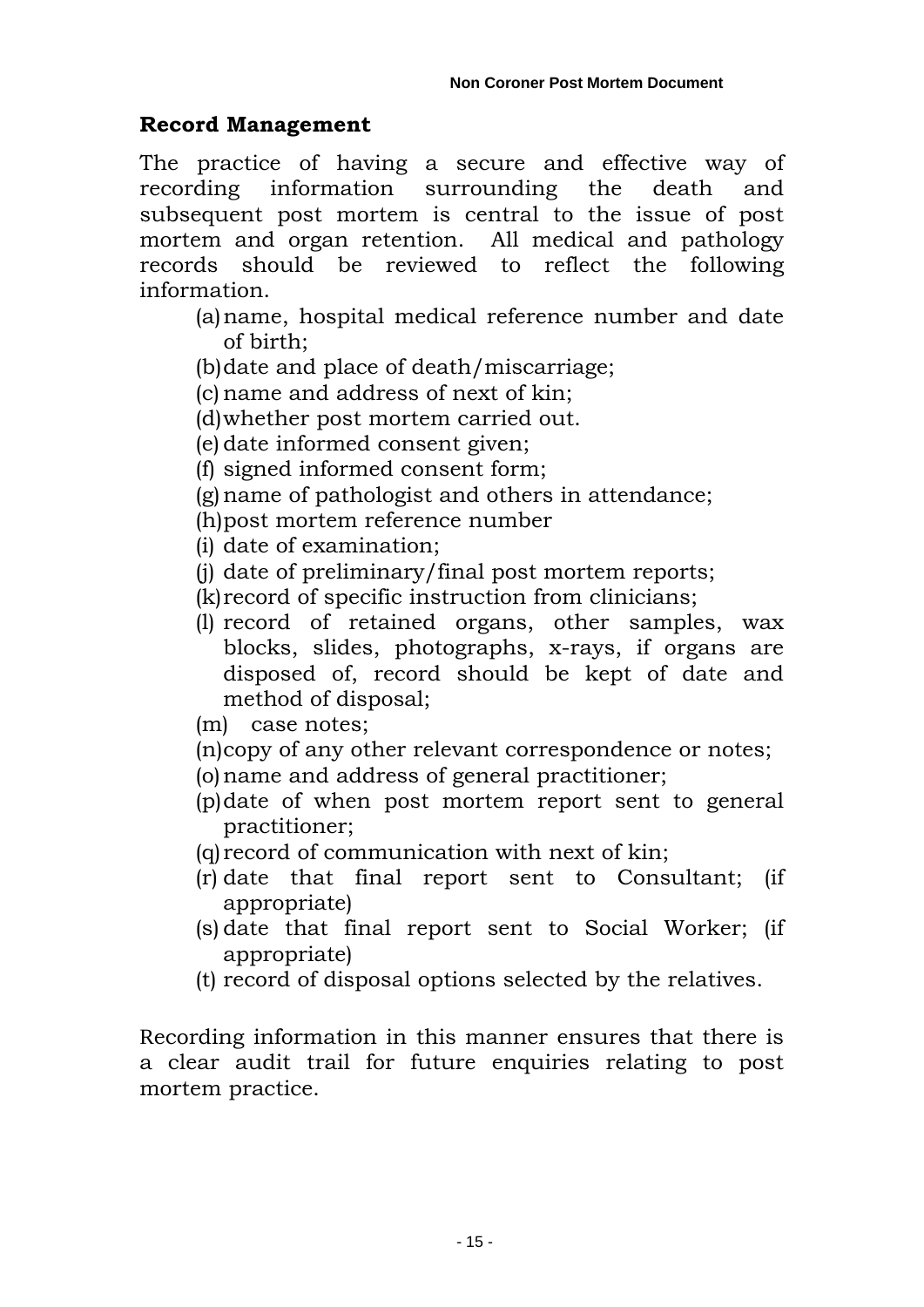## Record Management

The practice of having a secure and effective way of recording information surrounding the death and subsequent post mortem is central to the issue of post mortem and organ retention. All medical and pathology records should be reviewed to reflect the following information.

(a) name, hospital medical reference number and date of birth;
(b) date and place of death/miscarriage;
(c) name and address of next of kin;
(d) whether post mortem carried out.
(e) date informed consent given;
(f) signed informed consent form;
(g) name of pathologist and others in attendance;
(h) post mortem reference number
(i) date of examination;
(j) date of preliminary/final post mortem reports;
(k) record of specific instruction from clinicians;
(l) record of retained organs, other samples, wax blocks, slides, photographs, x-rays, if organs are disposed of, record should be kept of date and method of disposal;
(m) case notes;
(n) copy of any other relevant correspondence or notes;
(o) name and address of general practitioner;
(p) date of when post mortem report sent to general practitioner;
(q) record of communication with next of kin;
(r) date that final report sent to Consultant; (if appropriate)
(s) date that final report sent to Social Worker; (if appropriate)
(t) record of disposal options selected by the relatives.

Recording information in this manner ensures that there is a clear audit trail for future enquiries relating to post mortem practice.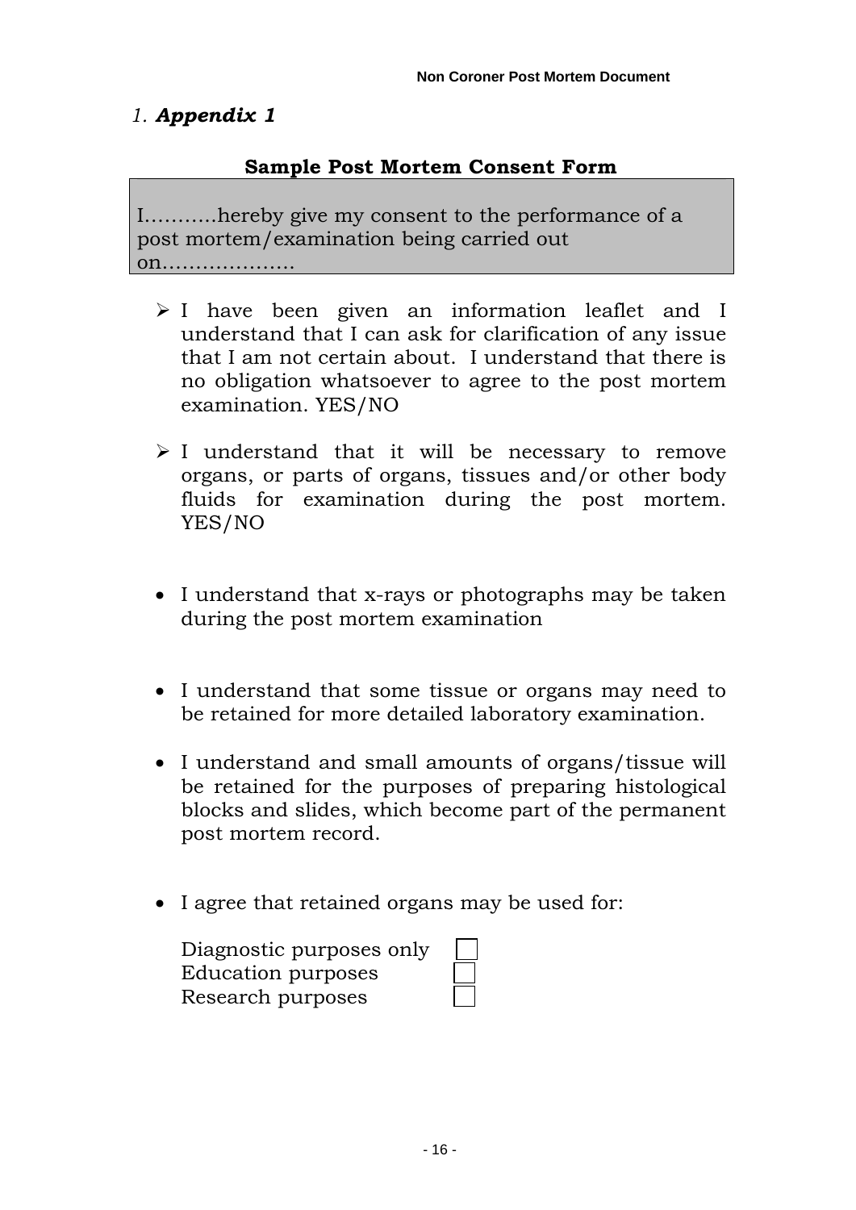# 1. ***Appendix 1***

**Sample Post Mortem Consent Form**

I……….hereby give my consent to the performance of a post mortem/examination being carried out on………………..

- I have been given an information leaflet and I understand that I can ask for clarification of any issue that I am not certain about. I understand that there is no obligation whatsoever to agree to the post mortem examination. YES/NO

- I understand that it will be necessary to remove organs, or parts of organs, tissues and/or other body fluids for examination during the post mortem. YES/NO

- I understand that x-rays or photographs may be taken during the post mortem examination

- I understand that some tissue or organs may need to be retained for more detailed laboratory examination.

- I understand and small amounts of organs/tissue will be retained for the purposes of preparing histological blocks and slides, which become part of the permanent post mortem record.

- I agree that retained organs may be used for:

  Diagnostic purposes only ☐
  Education purposes ☐
  Research purposes ☐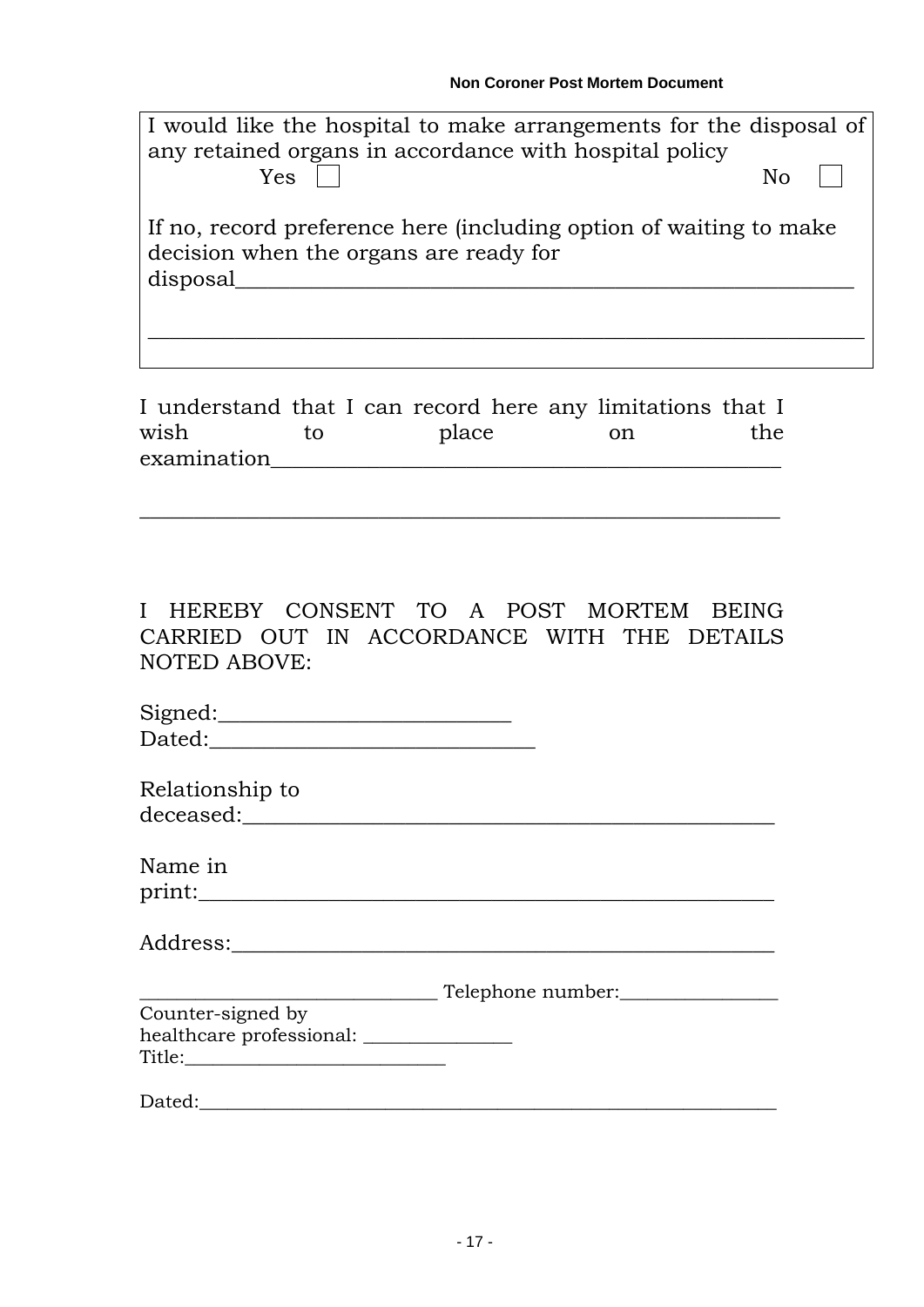I would like the hospital to make arrangements for the disposal of any retained organs in accordance with hospital policy

Yes ☐ No ☐

If no, record preference here (including option of waiting to make decision when the organs are ready for disposal_______________________________________________________

_______________________________________________________________

I understand that I can record here any limitations that I wish to place on the examination_____________________________________________

_______________________________________________________

I HEREBY CONSENT TO A POST MORTEM BEING CARRIED OUT IN ACCORDANCE WITH THE DETAILS NOTED ABOVE:

Signed:__________________________

Dated:_____________________________

Relationship to deceased:_______________________________________________

Name in print:___________________________________________________

Address:_______________________________________________

_______________________________ Telephone number:________________

Counter-signed by healthcare professional: _______________

Title:___________________________

Dated:___________________________________________________________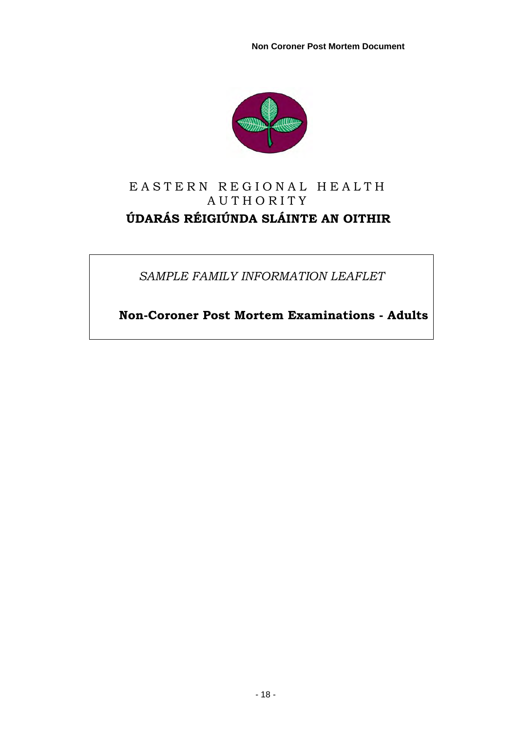EASTERN REGIONAL HEALTH AUTHORITY

**ÚDARÁS RÉIGIÚNDA SLÁINTE AN OITHIR**

*SAMPLE FAMILY INFORMATION LEAFLET*

**Non-Coroner Post Mortem Examinations - Adults**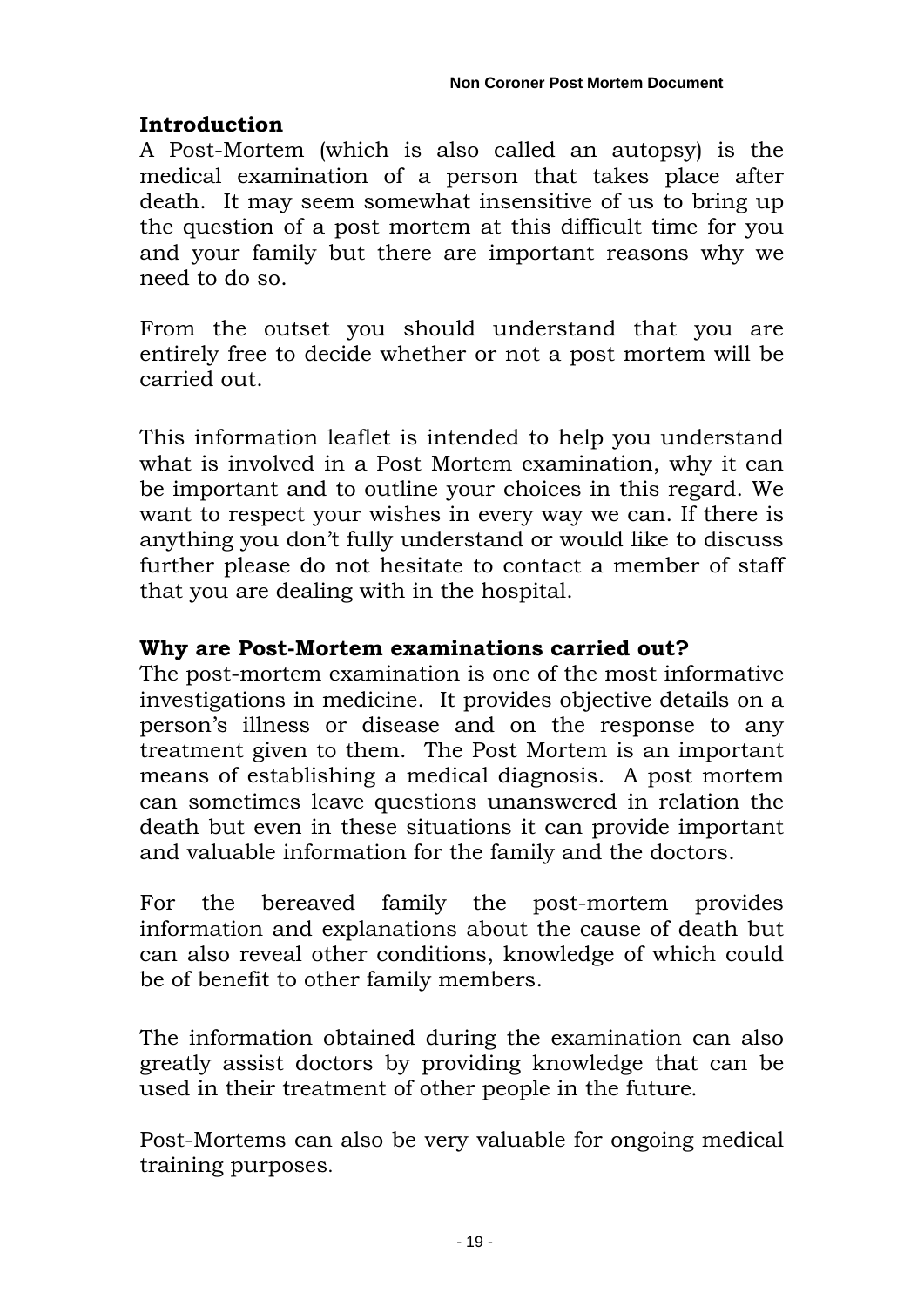## Introduction

A Post-Mortem (which is also called an autopsy) is the medical examination of a person that takes place after death. It may seem somewhat insensitive of us to bring up the question of a post mortem at this difficult time for you and your family but there are important reasons why we need to do so.

From the outset you should understand that you are entirely free to decide whether or not a post mortem will be carried out.

This information leaflet is intended to help you understand what is involved in a Post Mortem examination, why it can be important and to outline your choices in this regard. We want to respect your wishes in every way we can. If there is anything you don't fully understand or would like to discuss further please do not hesitate to contact a member of staff that you are dealing with in the hospital.

## Why are Post-Mortem examinations carried out?

The post-mortem examination is one of the most informative investigations in medicine. It provides objective details on a person's illness or disease and on the response to any treatment given to them. The Post Mortem is an important means of establishing a medical diagnosis. A post mortem can sometimes leave questions unanswered in relation the death but even in these situations it can provide important and valuable information for the family and the doctors.

For the bereaved family the post-mortem provides information and explanations about the cause of death but can also reveal other conditions, knowledge of which could be of benefit to other family members.

The information obtained during the examination can also greatly assist doctors by providing knowledge that can be used in their treatment of other people in the future.

Post-Mortems can also be very valuable for ongoing medical training purposes.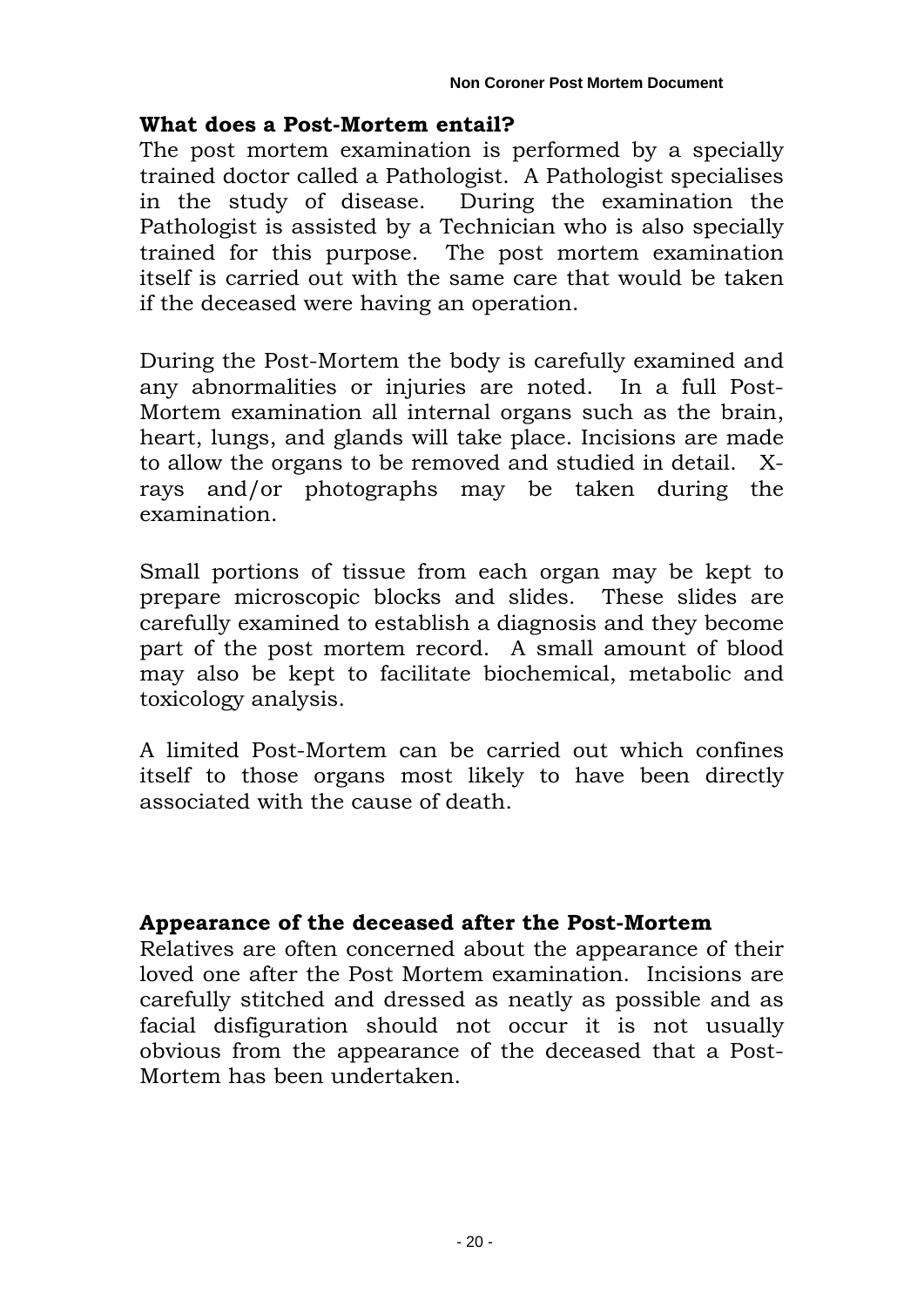## What does a Post-Mortem entail?

The post mortem examination is performed by a specially trained doctor called a Pathologist. A Pathologist specialises in the study of disease. During the examination the Pathologist is assisted by a Technician who is also specially trained for this purpose. The post mortem examination itself is carried out with the same care that would be taken if the deceased were having an operation.

During the Post-Mortem the body is carefully examined and any abnormalities or injuries are noted. In a full Post-Mortem examination all internal organs such as the brain, heart, lungs, and glands will take place. Incisions are made to allow the organs to be removed and studied in detail. X-rays and/or photographs may be taken during the examination.

Small portions of tissue from each organ may be kept to prepare microscopic blocks and slides. These slides are carefully examined to establish a diagnosis and they become part of the post mortem record. A small amount of blood may also be kept to facilitate biochemical, metabolic and toxicology analysis.

A limited Post-Mortem can be carried out which confines itself to those organs most likely to have been directly associated with the cause of death.

## Appearance of the deceased after the Post-Mortem

Relatives are often concerned about the appearance of their loved one after the Post Mortem examination. Incisions are carefully stitched and dressed as neatly as possible and as facial disfiguration should not occur it is not usually obvious from the appearance of the deceased that a Post-Mortem has been undertaken.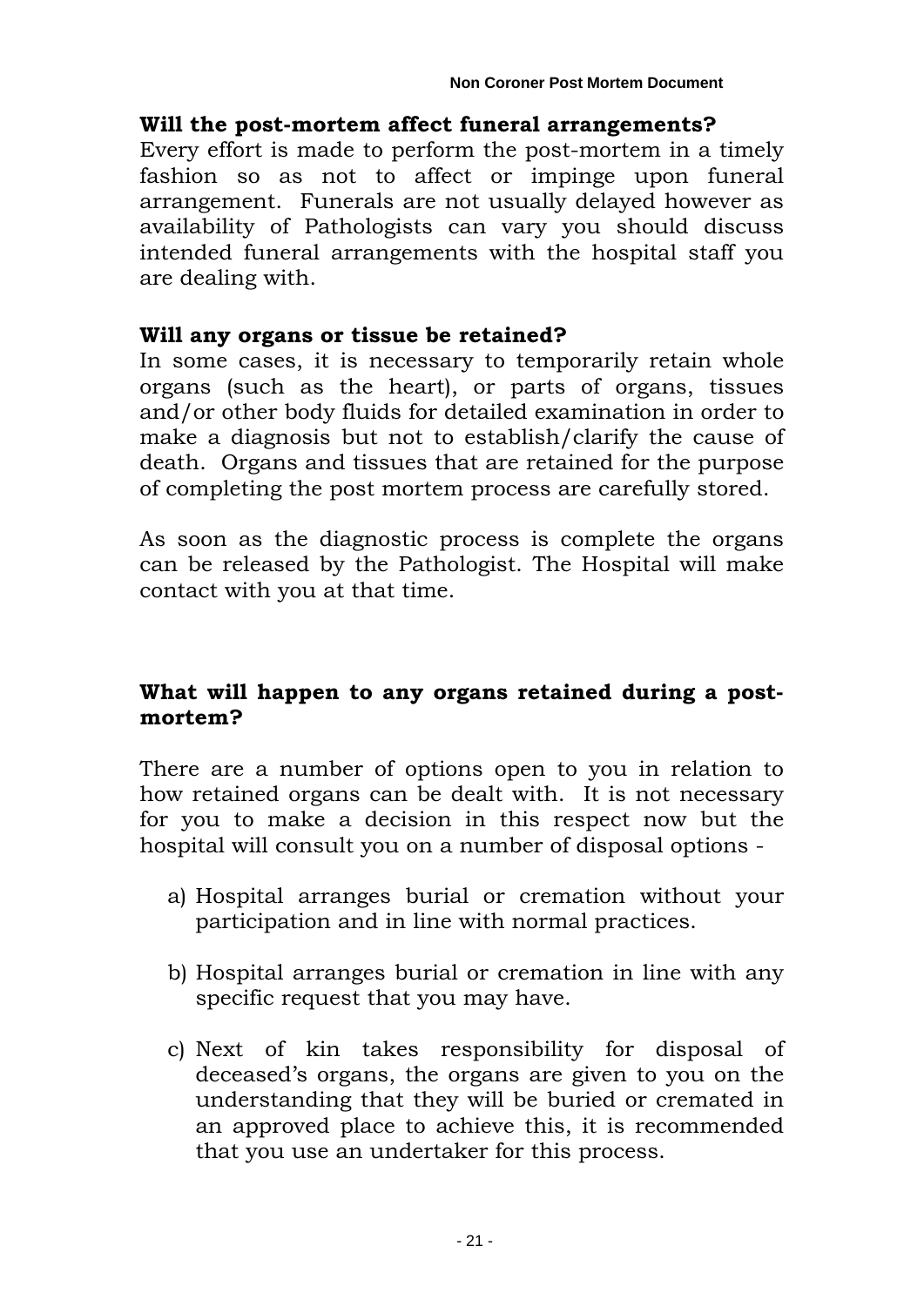**Will the post-mortem affect funeral arrangements?**
Every effort is made to perform the post-mortem in a timely fashion so as not to affect or impinge upon funeral arrangement. Funerals are not usually delayed however as availability of Pathologists can vary you should discuss intended funeral arrangements with the hospital staff you are dealing with.

**Will any organs or tissue be retained?**
In some cases, it is necessary to temporarily retain whole organs (such as the heart), or parts of organs, tissues and/or other body fluids for detailed examination in order to make a diagnosis but not to establish/clarify the cause of death. Organs and tissues that are retained for the purpose of completing the post mortem process are carefully stored.

As soon as the diagnostic process is complete the organs can be released by the Pathologist. The Hospital will make contact with you at that time.

**What will happen to any organs retained during a post-mortem?**

There are a number of options open to you in relation to how retained organs can be dealt with. It is not necessary for you to make a decision in this respect now but the hospital will consult you on a number of disposal options -

a) Hospital arranges burial or cremation without your participation and in line with normal practices.

b) Hospital arranges burial or cremation in line with any specific request that you may have.

c) Next of kin takes responsibility for disposal of deceased's organs, the organs are given to you on the understanding that they will be buried or cremated in an approved place to achieve this, it is recommended that you use an undertaker for this process.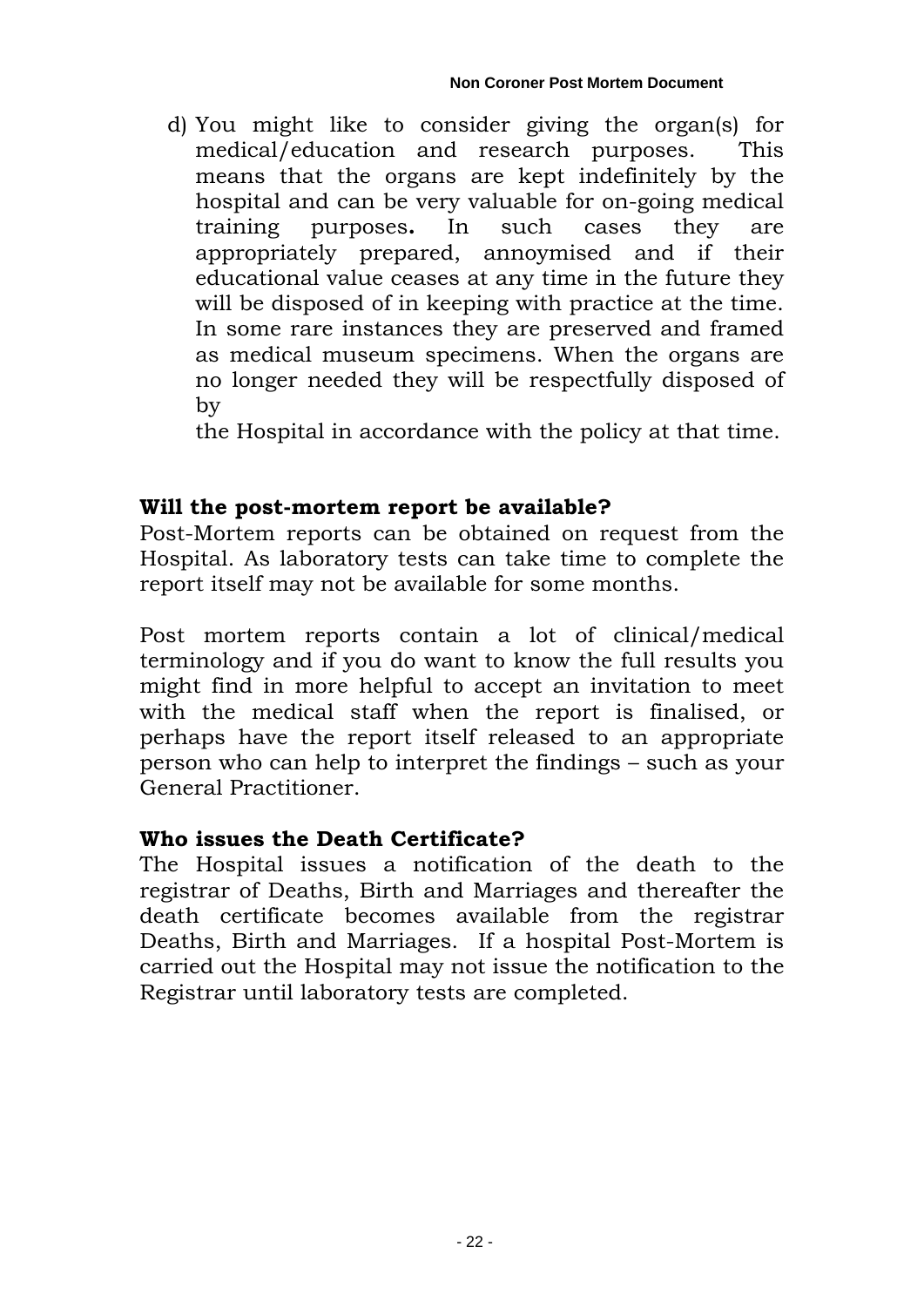d) You might like to consider giving the organ(s) for medical/education and research purposes. This means that the organs are kept indefinitely by the hospital and can be very valuable for on-going medical training purposes**.** In such cases they are appropriately prepared, annoymised and if their educational value ceases at any time in the future they will be disposed of in keeping with practice at the time. In some rare instances they are preserved and framed as medical museum specimens. When the organs are no longer needed they will be respectfully disposed of by
the Hospital in accordance with the policy at that time.

**Will the post-mortem report be available?**

Post-Mortem reports can be obtained on request from the Hospital. As laboratory tests can take time to complete the report itself may not be available for some months.

Post mortem reports contain a lot of clinical/medical terminology and if you do want to know the full results you might find in more helpful to accept an invitation to meet with the medical staff when the report is finalised, or perhaps have the report itself released to an appropriate person who can help to interpret the findings – such as your General Practitioner.

**Who issues the Death Certificate?**

The Hospital issues a notification of the death to the registrar of Deaths, Birth and Marriages and thereafter the death certificate becomes available from the registrar Deaths, Birth and Marriages. If a hospital Post-Mortem is carried out the Hospital may not issue the notification to the Registrar until laboratory tests are completed.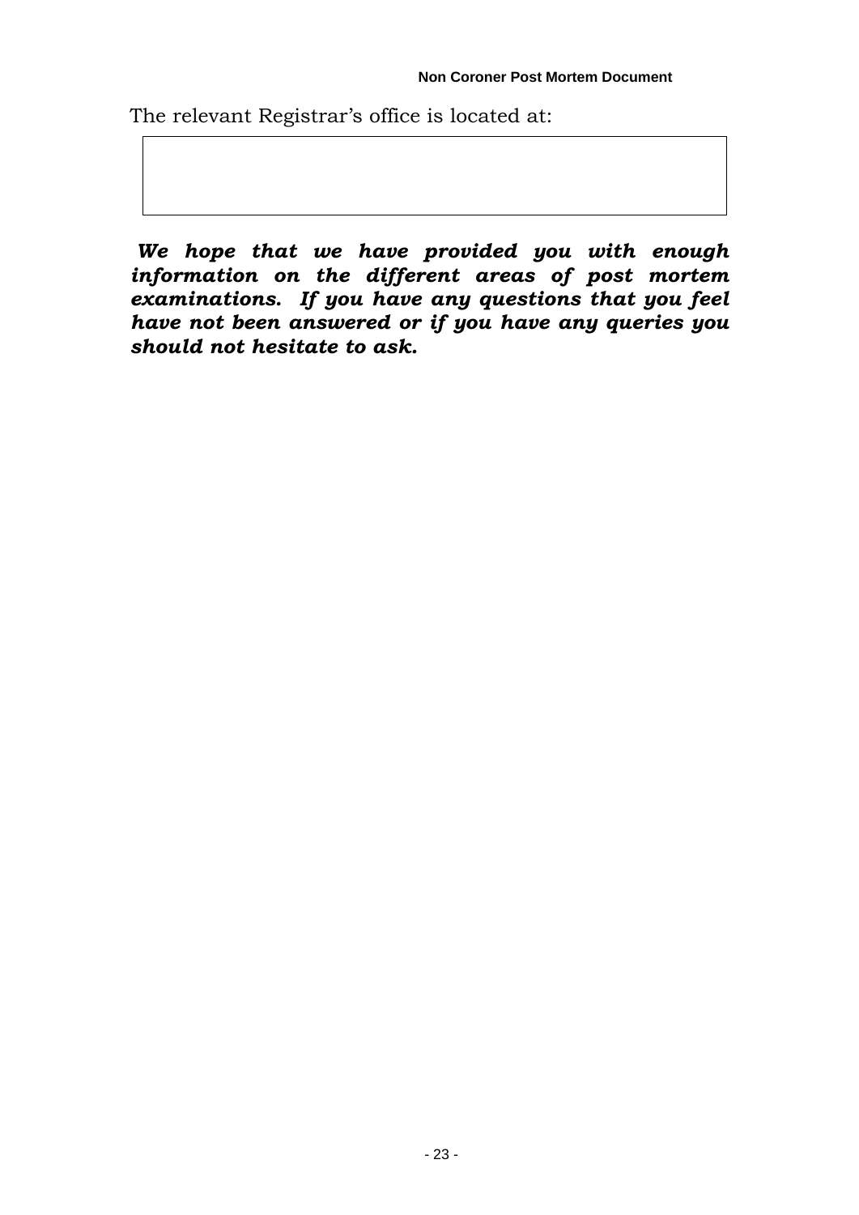The relevant Registrar's office is located at:

| |
|---|
| |

***We hope that we have provided you with enough information on the different areas of post mortem examinations. If you have any questions that you feel have not been answered or if you have any queries you should not hesitate to ask.***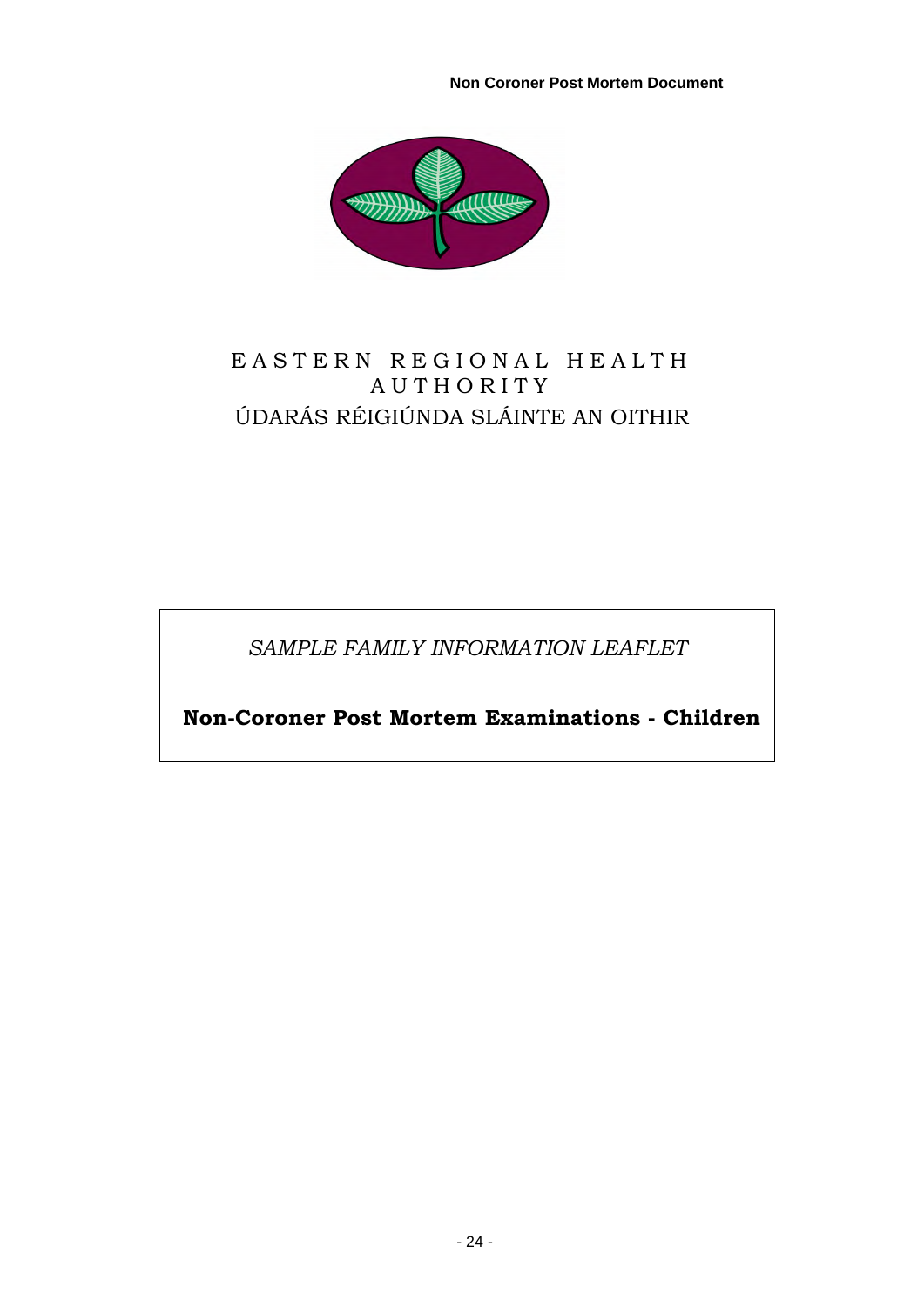# EASTERN REGIONAL HEALTH AUTHORITY

ÚDARÁS RÉIGIÚNDA SLÁINTE AN OITHIR

*SAMPLE FAMILY INFORMATION LEAFLET*

**Non-Coroner Post Mortem Examinations - Children**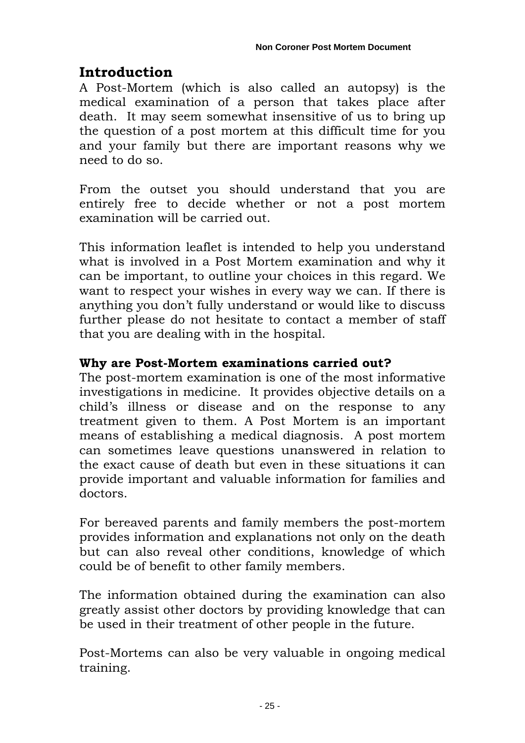## Introduction

A Post-Mortem (which is also called an autopsy) is the medical examination of a person that takes place after death. It may seem somewhat insensitive of us to bring up the question of a post mortem at this difficult time for you and your family but there are important reasons why we need to do so.

From the outset you should understand that you are entirely free to decide whether or not a post mortem examination will be carried out.

This information leaflet is intended to help you understand what is involved in a Post Mortem examination and why it can be important, to outline your choices in this regard. We want to respect your wishes in every way we can. If there is anything you don't fully understand or would like to discuss further please do not hesitate to contact a member of staff that you are dealing with in the hospital.

### Why are Post-Mortem examinations carried out?

The post-mortem examination is one of the most informative investigations in medicine. It provides objective details on a child's illness or disease and on the response to any treatment given to them. A Post Mortem is an important means of establishing a medical diagnosis. A post mortem can sometimes leave questions unanswered in relation to the exact cause of death but even in these situations it can provide important and valuable information for families and doctors.

For bereaved parents and family members the post-mortem provides information and explanations not only on the death but can also reveal other conditions, knowledge of which could be of benefit to other family members.

The information obtained during the examination can also greatly assist other doctors by providing knowledge that can be used in their treatment of other people in the future.

Post-Mortems can also be very valuable in ongoing medical training.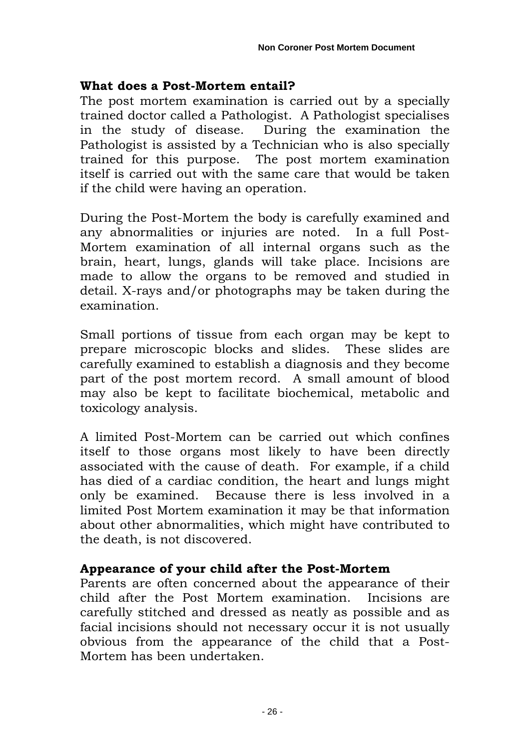## What does a Post-Mortem entail?

The post mortem examination is carried out by a specially trained doctor called a Pathologist. A Pathologist specialises in the study of disease. During the examination the Pathologist is assisted by a Technician who is also specially trained for this purpose. The post mortem examination itself is carried out with the same care that would be taken if the child were having an operation.

During the Post-Mortem the body is carefully examined and any abnormalities or injuries are noted. In a full Post-Mortem examination of all internal organs such as the brain, heart, lungs, glands will take place. Incisions are made to allow the organs to be removed and studied in detail. X-rays and/or photographs may be taken during the examination.

Small portions of tissue from each organ may be kept to prepare microscopic blocks and slides. These slides are carefully examined to establish a diagnosis and they become part of the post mortem record. A small amount of blood may also be kept to facilitate biochemical, metabolic and toxicology analysis.

A limited Post-Mortem can be carried out which confines itself to those organs most likely to have been directly associated with the cause of death. For example, if a child has died of a cardiac condition, the heart and lungs might only be examined. Because there is less involved in a limited Post Mortem examination it may be that information about other abnormalities, which might have contributed to the death, is not discovered.

## Appearance of your child after the Post-Mortem

Parents are often concerned about the appearance of their child after the Post Mortem examination. Incisions are carefully stitched and dressed as neatly as possible and as facial incisions should not necessary occur it is not usually obvious from the appearance of the child that a Post-Mortem has been undertaken.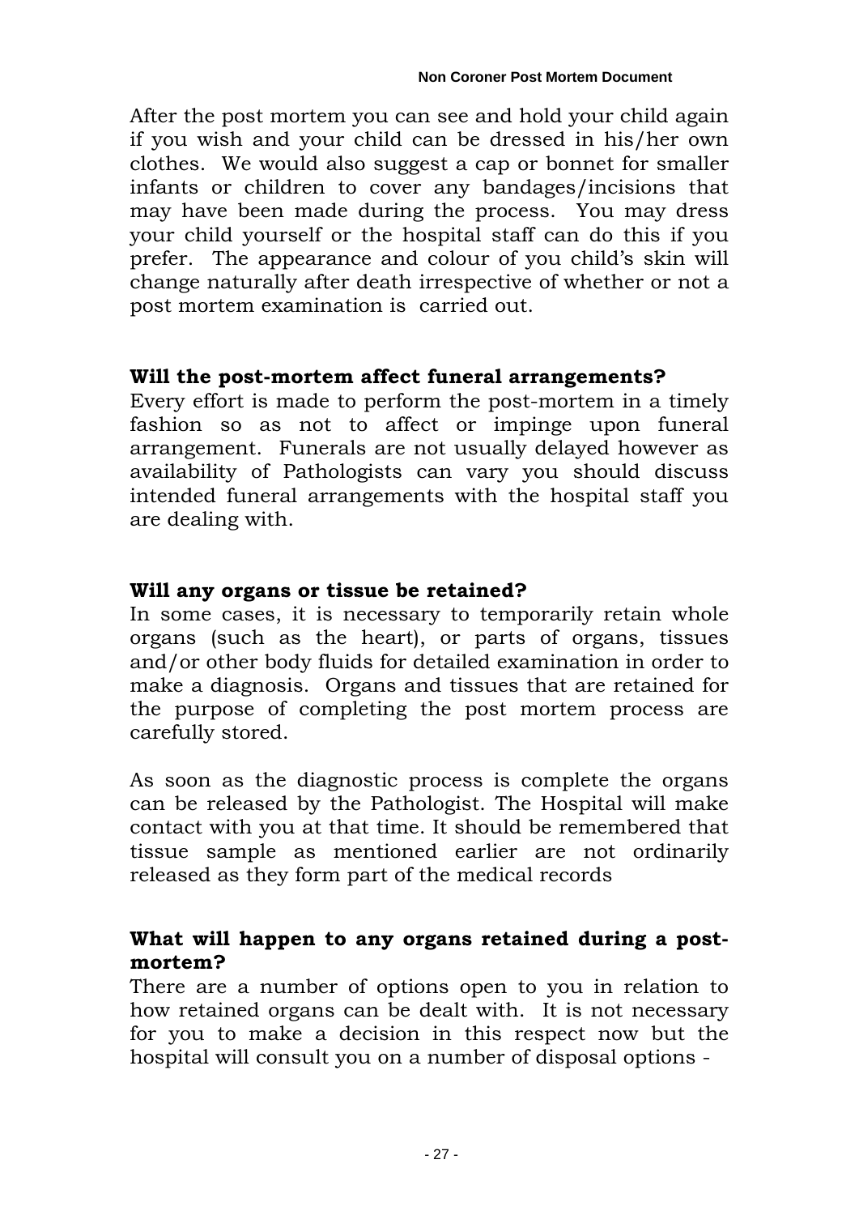After the post mortem you can see and hold your child again if you wish and your child can be dressed in his/her own clothes. We would also suggest a cap or bonnet for smaller infants or children to cover any bandages/incisions that may have been made during the process. You may dress your child yourself or the hospital staff can do this if you prefer. The appearance and colour of you child's skin will change naturally after death irrespective of whether or not a post mortem examination is carried out.

**Will the post-mortem affect funeral arrangements?**

Every effort is made to perform the post-mortem in a timely fashion so as not to affect or impinge upon funeral arrangement. Funerals are not usually delayed however as availability of Pathologists can vary you should discuss intended funeral arrangements with the hospital staff you are dealing with.

**Will any organs or tissue be retained?**

In some cases, it is necessary to temporarily retain whole organs (such as the heart), or parts of organs, tissues and/or other body fluids for detailed examination in order to make a diagnosis. Organs and tissues that are retained for the purpose of completing the post mortem process are carefully stored.

As soon as the diagnostic process is complete the organs can be released by the Pathologist. The Hospital will make contact with you at that time. It should be remembered that tissue sample as mentioned earlier are not ordinarily released as they form part of the medical records

**What will happen to any organs retained during a post-mortem?**

There are a number of options open to you in relation to how retained organs can be dealt with. It is not necessary for you to make a decision in this respect now but the hospital will consult you on a number of disposal options -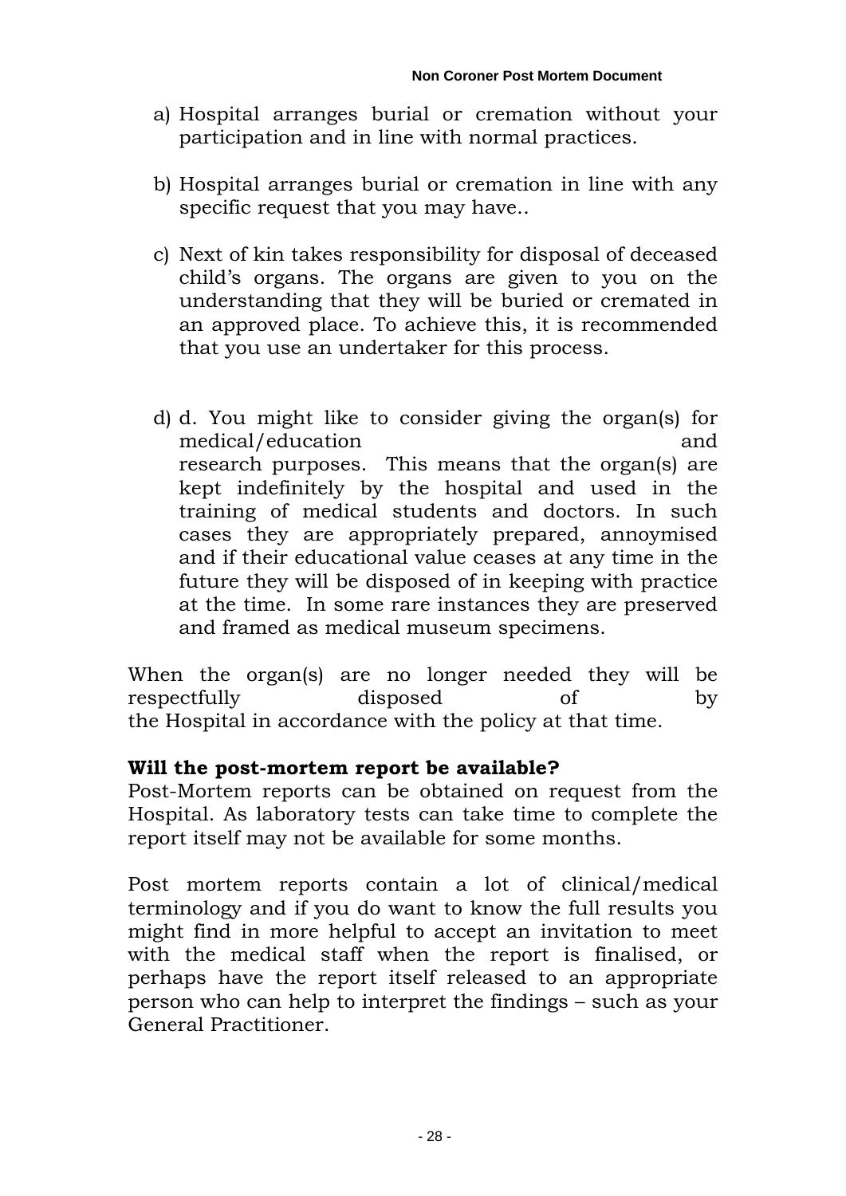a) Hospital arranges burial or cremation without your participation and in line with normal practices.

b) Hospital arranges burial or cremation in line with any specific request that you may have..

c) Next of kin takes responsibility for disposal of deceased child's organs. The organs are given to you on the understanding that they will be buried or cremated in an approved place. To achieve this, it is recommended that you use an undertaker for this process.

d) d. You might like to consider giving the organ(s) for medical/education and research purposes. This means that the organ(s) are kept indefinitely by the hospital and used in the training of medical students and doctors. In such cases they are appropriately prepared, annoymised and if their educational value ceases at any time in the future they will be disposed of in keeping with practice at the time. In some rare instances they are preserved and framed as medical museum specimens.

When the organ(s) are no longer needed they will be respectfully disposed of by the Hospital in accordance with the policy at that time.

**Will the post-mortem report be available?**

Post-Mortem reports can be obtained on request from the Hospital. As laboratory tests can take time to complete the report itself may not be available for some months.

Post mortem reports contain a lot of clinical/medical terminology and if you do want to know the full results you might find in more helpful to accept an invitation to meet with the medical staff when the report is finalised, or perhaps have the report itself released to an appropriate person who can help to interpret the findings – such as your General Practitioner.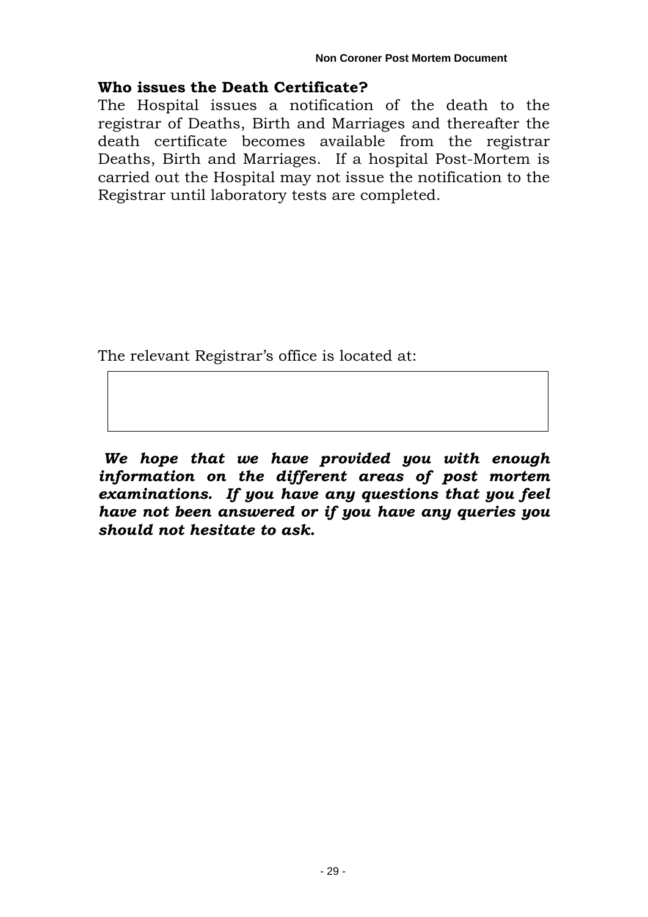**Who issues the Death Certificate?**

The Hospital issues a notification of the death to the registrar of Deaths, Birth and Marriages and thereafter the death certificate becomes available from the registrar Deaths, Birth and Marriages. If a hospital Post-Mortem is carried out the Hospital may not issue the notification to the Registrar until laboratory tests are completed.

The relevant Registrar's office is located at:

***We hope that we have provided you with enough information on the different areas of post mortem examinations. If you have any questions that you feel have not been answered or if you have any queries you should not hesitate to ask.***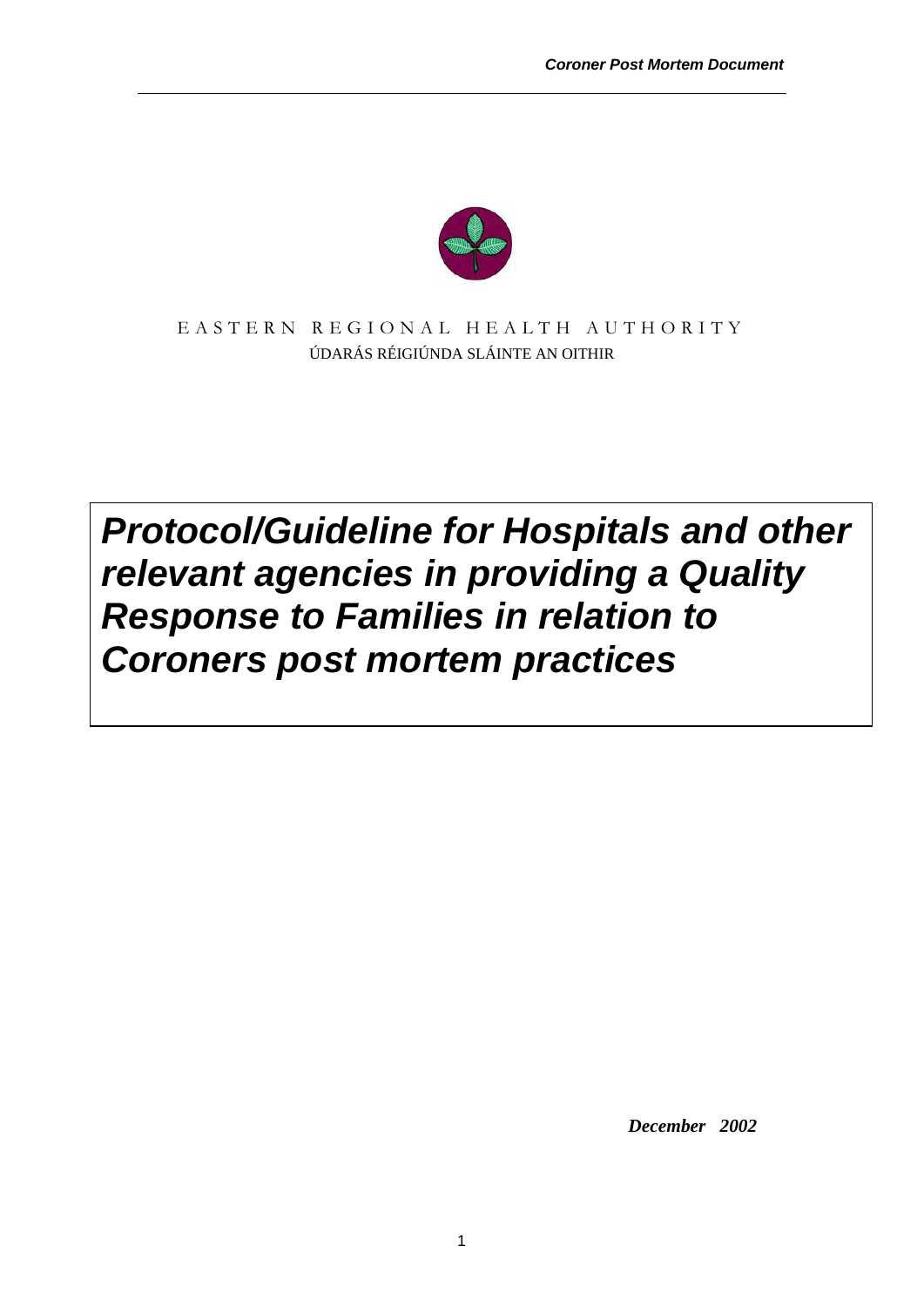EASTERN REGIONAL HEALTH AUTHORITY

ÚDARÁS RÉIGIÚNDA SLÁINTE AN OITHIR

# *Protocol/Guideline for Hospitals and other relevant agencies in providing a Quality Response to Families in relation to Coroners post mortem practices*

***December 2002***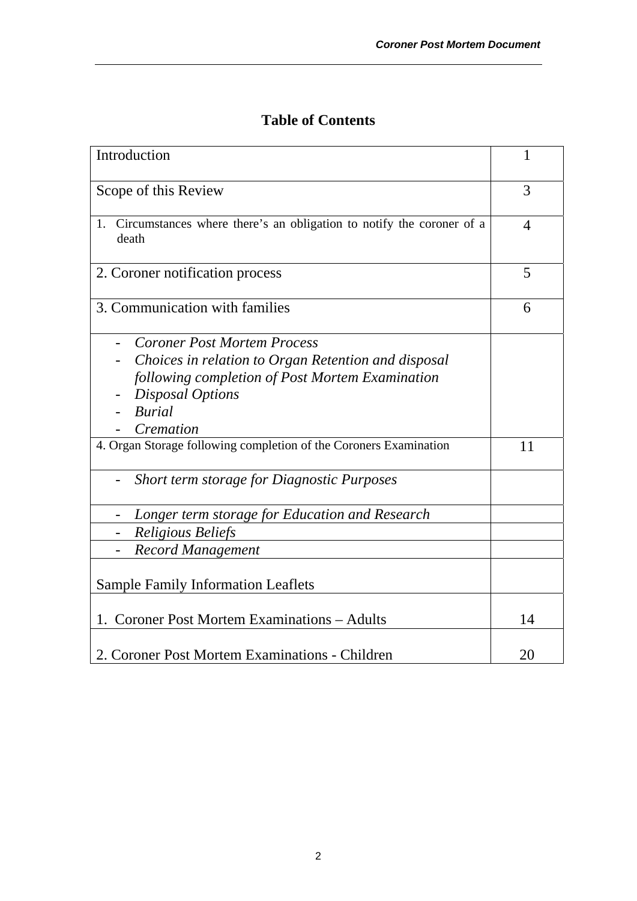# Table of Contents

| | |
|---|---|
| Introduction | 1 |
| Scope of this Review | 3 |
| 1. Circumstances where there's an obligation to notify the coroner of a death | 4 |
| 2. Coroner notification process | 5 |
| 3. Communication with families | 6 |
| - *Coroner Post Mortem Process*<br>- *Choices in relation to Organ Retention and disposal following completion of Post Mortem Examination*<br>- *Disposal Options*<br>- *Burial*<br>- *Cremation* | |
| 4. Organ Storage following completion of the Coroners Examination | 11 |
| - *Short term storage for Diagnostic Purposes* | |
| - *Longer term storage for Education and Research* | |
| - *Religious Beliefs* | |
| - *Record Management* | |
| Sample Family Information Leaflets | |
| 1. Coroner Post Mortem Examinations – Adults | 14 |
| 2. Coroner Post Mortem Examinations - Children | 20 |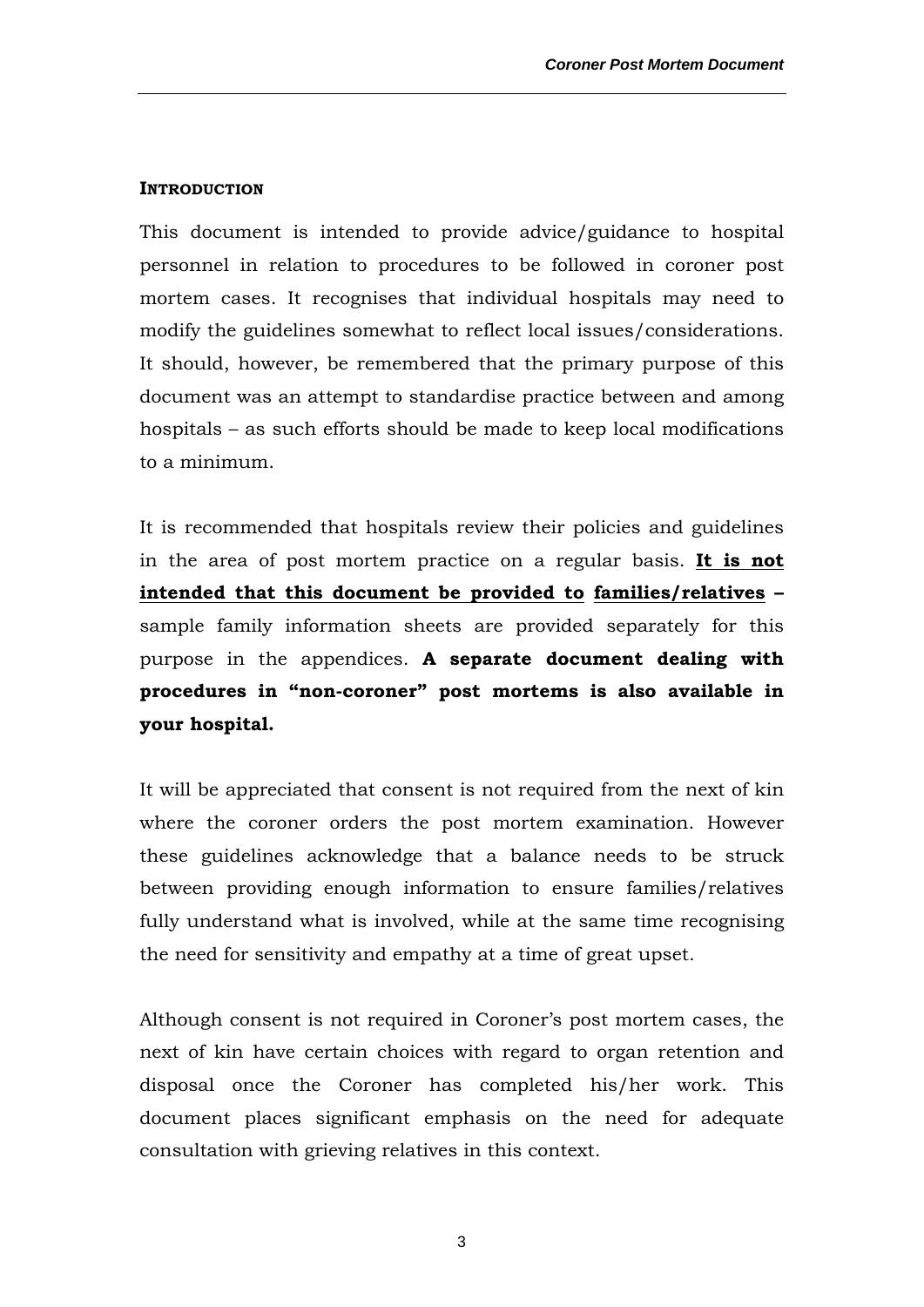## INTRODUCTION

This document is intended to provide advice/guidance to hospital personnel in relation to procedures to be followed in coroner post mortem cases. It recognises that individual hospitals may need to modify the guidelines somewhat to reflect local issues/considerations. It should, however, be remembered that the primary purpose of this document was an attempt to standardise practice between and among hospitals – as such efforts should be made to keep local modifications to a minimum.

It is recommended that hospitals review their policies and guidelines in the area of post mortem practice on a regular basis. **It is not intended that this document be provided to families/relatives –** sample family information sheets are provided separately for this purpose in the appendices. **A separate document dealing with procedures in "non-coroner" post mortems is also available in your hospital.**

It will be appreciated that consent is not required from the next of kin where the coroner orders the post mortem examination. However these guidelines acknowledge that a balance needs to be struck between providing enough information to ensure families/relatives fully understand what is involved, while at the same time recognising the need for sensitivity and empathy at a time of great upset.

Although consent is not required in Coroner's post mortem cases, the next of kin have certain choices with regard to organ retention and disposal once the Coroner has completed his/her work. This document places significant emphasis on the need for adequate consultation with grieving relatives in this context.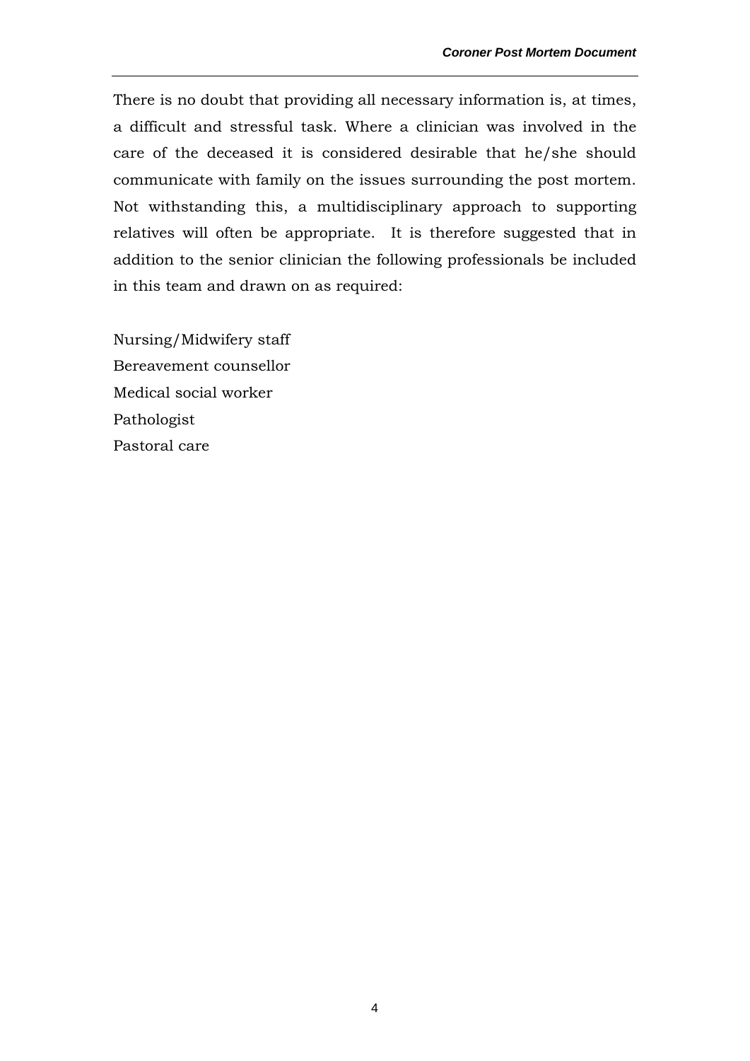There is no doubt that providing all necessary information is, at times, a difficult and stressful task. Where a clinician was involved in the care of the deceased it is considered desirable that he/she should communicate with family on the issues surrounding the post mortem. Not withstanding this, a multidisciplinary approach to supporting relatives will often be appropriate. It is therefore suggested that in addition to the senior clinician the following professionals be included in this team and drawn on as required:

Nursing/Midwifery staff
Bereavement counsellor
Medical social worker
Pathologist
Pastoral care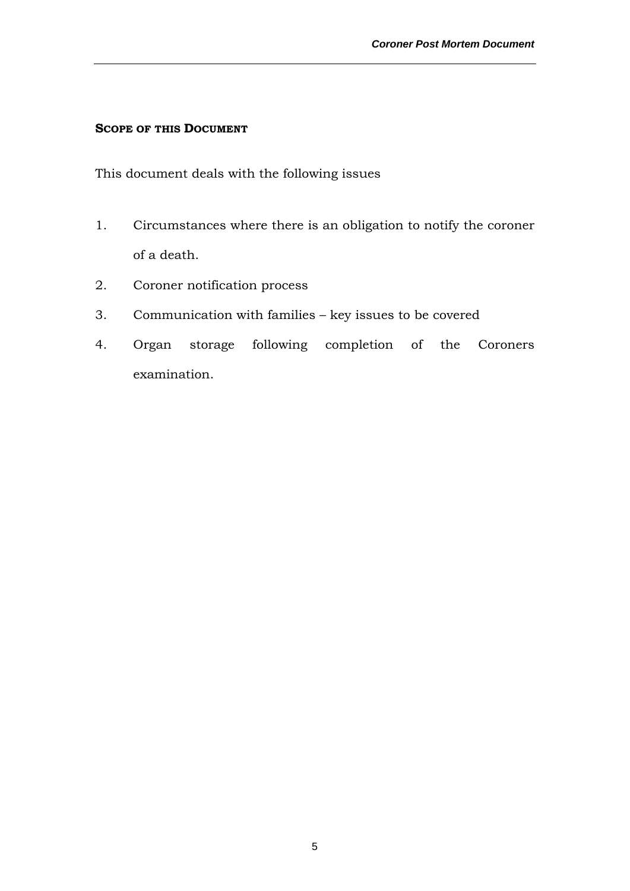## **Scope of this Document**

This document deals with the following issues

1. Circumstances where there is an obligation to notify the coroner of a death.
2. Coroner notification process
3. Communication with families – key issues to be covered
4. Organ storage following completion of the Coroners examination.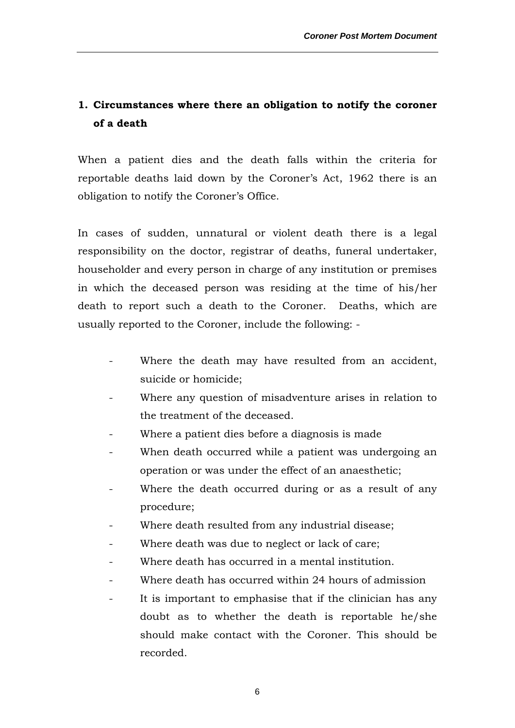## 1. Circumstances where there an obligation to notify the coroner of a death

When a patient dies and the death falls within the criteria for reportable deaths laid down by the Coroner's Act, 1962 there is an obligation to notify the Coroner's Office.

In cases of sudden, unnatural or violent death there is a legal responsibility on the doctor, registrar of deaths, funeral undertaker, householder and every person in charge of any institution or premises in which the deceased person was residing at the time of his/her death to report such a death to the Coroner. Deaths, which are usually reported to the Coroner, include the following: -

- Where the death may have resulted from an accident, suicide or homicide;
- Where any question of misadventure arises in relation to the treatment of the deceased.
- Where a patient dies before a diagnosis is made
- When death occurred while a patient was undergoing an operation or was under the effect of an anaesthetic;
- Where the death occurred during or as a result of any procedure;
- Where death resulted from any industrial disease;
- Where death was due to neglect or lack of care;
- Where death has occurred in a mental institution.
- Where death has occurred within 24 hours of admission
- It is important to emphasise that if the clinician has any doubt as to whether the death is reportable he/she should make contact with the Coroner. This should be recorded.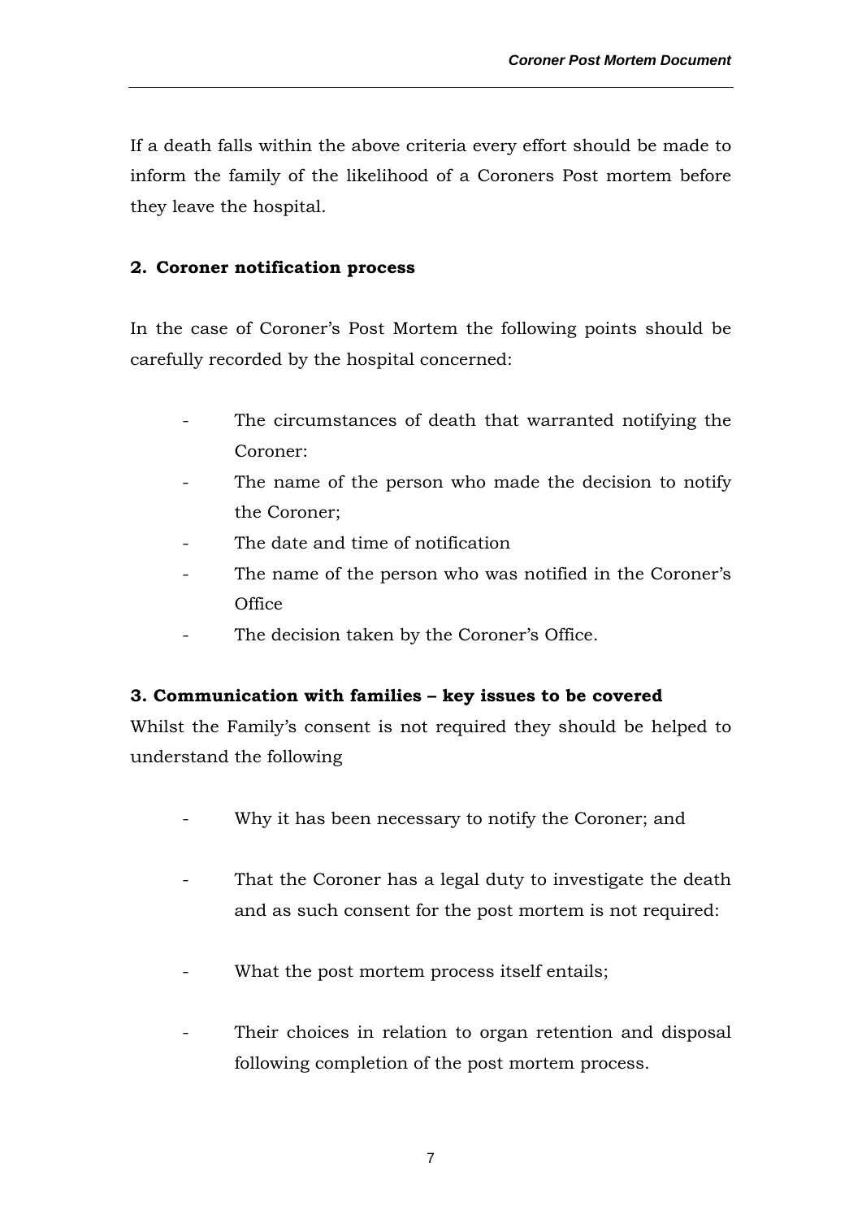If a death falls within the above criteria every effort should be made to inform the family of the likelihood of a Coroners Post mortem before they leave the hospital.

## 2. Coroner notification process

In the case of Coroner's Post Mortem the following points should be carefully recorded by the hospital concerned:

- The circumstances of death that warranted notifying the Coroner:
- The name of the person who made the decision to notify the Coroner;
- The date and time of notification
- The name of the person who was notified in the Coroner's Office
- The decision taken by the Coroner's Office.

## 3. Communication with families – key issues to be covered

Whilst the Family's consent is not required they should be helped to understand the following

- Why it has been necessary to notify the Coroner; and
- That the Coroner has a legal duty to investigate the death and as such consent for the post mortem is not required:
- What the post mortem process itself entails;
- Their choices in relation to organ retention and disposal following completion of the post mortem process.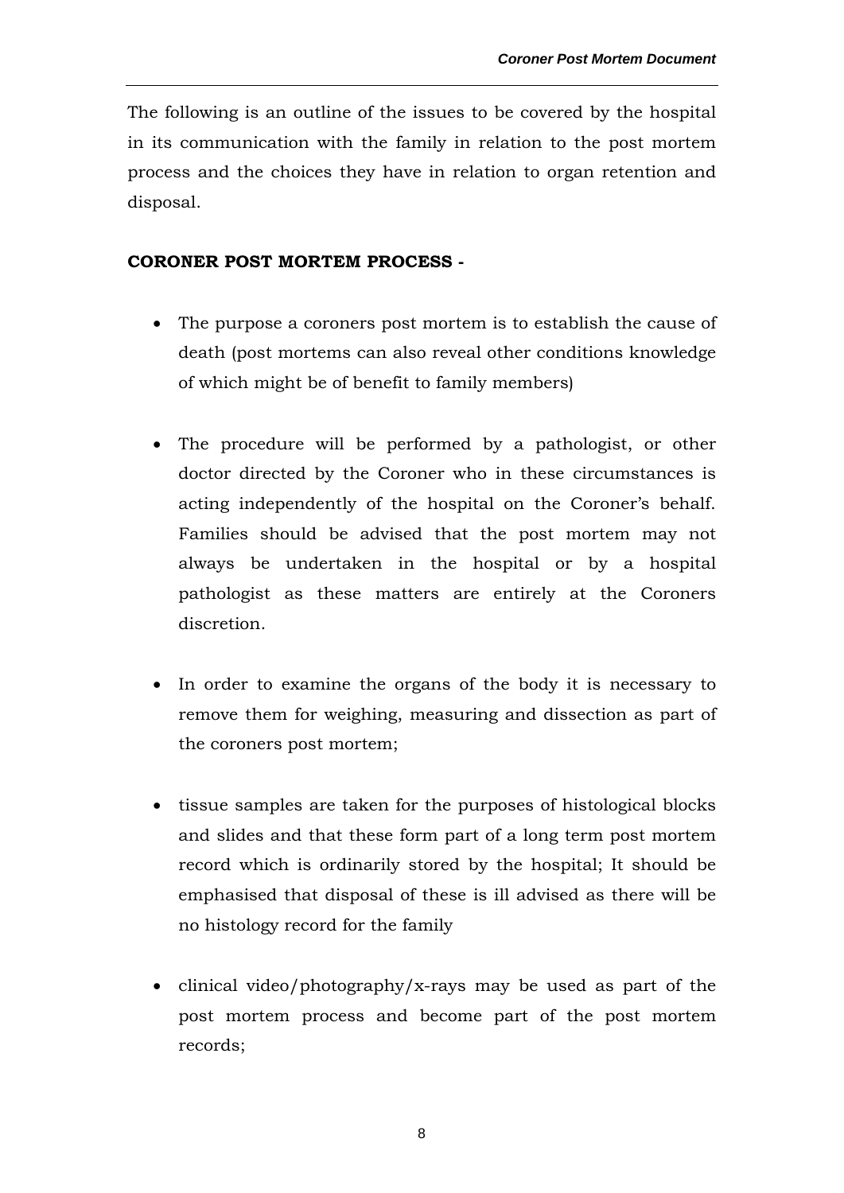The following is an outline of the issues to be covered by the hospital in its communication with the family in relation to the post mortem process and the choices they have in relation to organ retention and disposal.

**CORONER POST MORTEM PROCESS -**

- The purpose a coroners post mortem is to establish the cause of death (post mortems can also reveal other conditions knowledge of which might be of benefit to family members)

- The procedure will be performed by a pathologist, or other doctor directed by the Coroner who in these circumstances is acting independently of the hospital on the Coroner's behalf. Families should be advised that the post mortem may not always be undertaken in the hospital or by a hospital pathologist as these matters are entirely at the Coroners discretion.

- In order to examine the organs of the body it is necessary to remove them for weighing, measuring and dissection as part of the coroners post mortem;

- tissue samples are taken for the purposes of histological blocks and slides and that these form part of a long term post mortem record which is ordinarily stored by the hospital; It should be emphasised that disposal of these is ill advised as there will be no histology record for the family

- clinical video/photography/x-rays may be used as part of the post mortem process and become part of the post mortem records;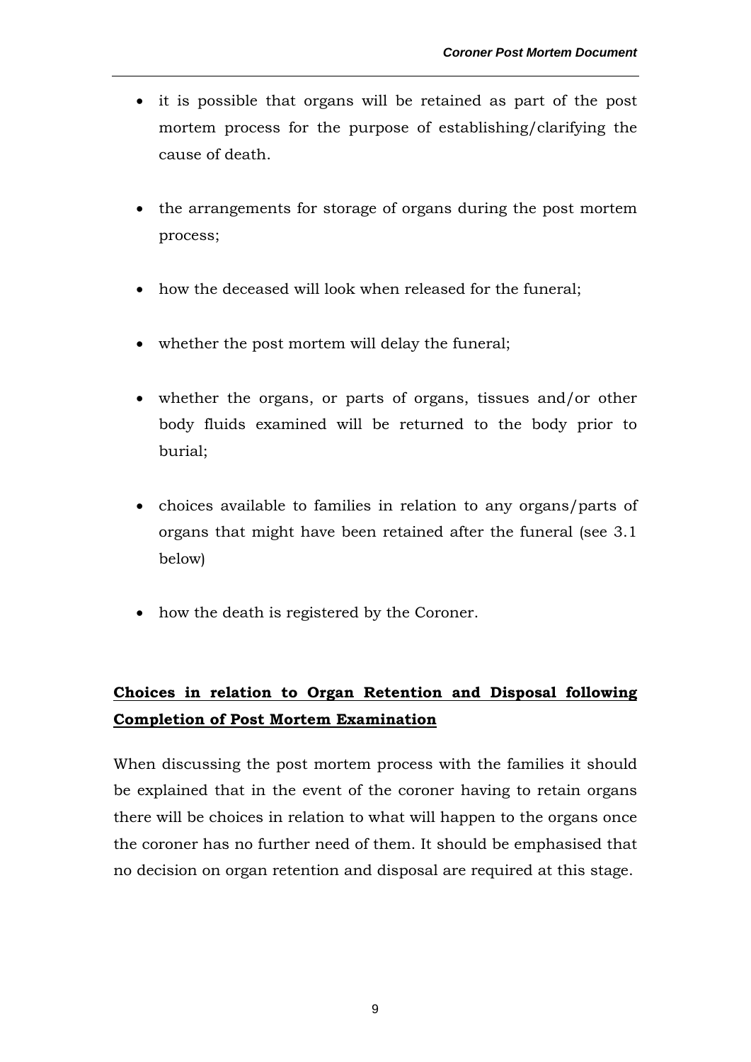- it is possible that organs will be retained as part of the post mortem process for the purpose of establishing/clarifying the cause of death.

- the arrangements for storage of organs during the post mortem process;

- how the deceased will look when released for the funeral;

- whether the post mortem will delay the funeral;

- whether the organs, or parts of organs, tissues and/or other body fluids examined will be returned to the body prior to burial;

- choices available to families in relation to any organs/parts of organs that might have been retained after the funeral (see 3.1 below)

- how the death is registered by the Coroner.

## **Choices in relation to Organ Retention and Disposal following Completion of Post Mortem Examination**

When discussing the post mortem process with the families it should be explained that in the event of the coroner having to retain organs there will be choices in relation to what will happen to the organs once the coroner has no further need of them. It should be emphasised that no decision on organ retention and disposal are required at this stage.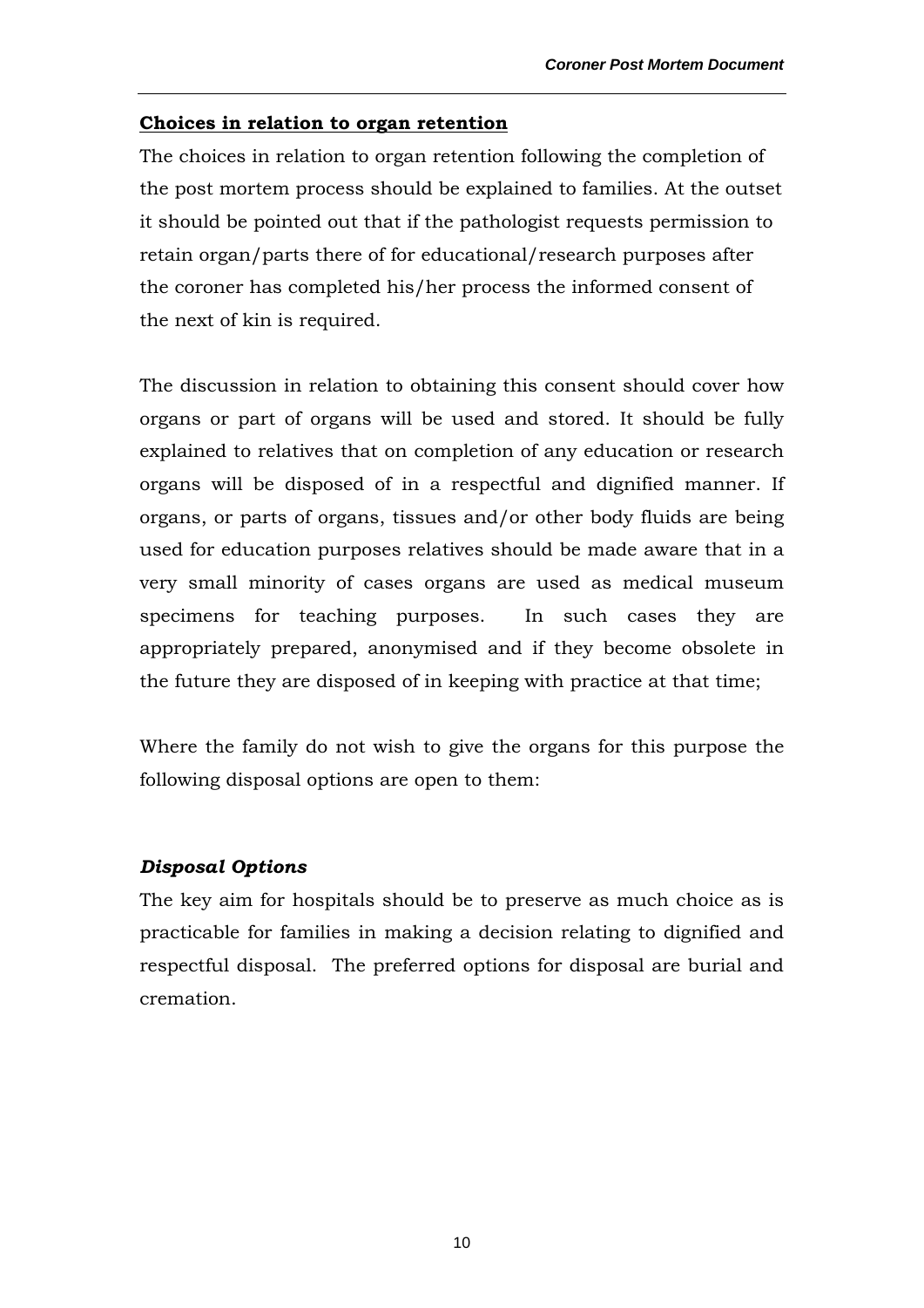## **Choices in relation to organ retention**

The choices in relation to organ retention following the completion of the post mortem process should be explained to families. At the outset it should be pointed out that if the pathologist requests permission to retain organ/parts there of for educational/research purposes after the coroner has completed his/her process the informed consent of the next of kin is required.

The discussion in relation to obtaining this consent should cover how organs or part of organs will be used and stored. It should be fully explained to relatives that on completion of any education or research organs will be disposed of in a respectful and dignified manner. If organs, or parts of organs, tissues and/or other body fluids are being used for education purposes relatives should be made aware that in a very small minority of cases organs are used as medical museum specimens for teaching purposes. In such cases they are appropriately prepared, anonymised and if they become obsolete in the future they are disposed of in keeping with practice at that time;

Where the family do not wish to give the organs for this purpose the following disposal options are open to them:

### ***Disposal Options***

The key aim for hospitals should be to preserve as much choice as is practicable for families in making a decision relating to dignified and respectful disposal. The preferred options for disposal are burial and cremation.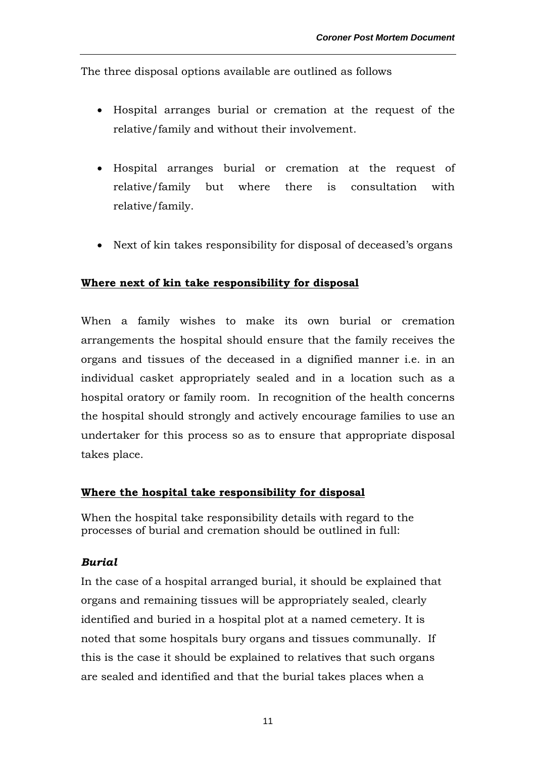The three disposal options available are outlined as follows

- Hospital arranges burial or cremation at the request of the relative/family and without their involvement.
- Hospital arranges burial or cremation at the request of relative/family but where there is consultation with relative/family.
- Next of kin takes responsibility for disposal of deceased's organs

**Where next of kin take responsibility for disposal**

When a family wishes to make its own burial or cremation arrangements the hospital should ensure that the family receives the organs and tissues of the deceased in a dignified manner i.e. in an individual casket appropriately sealed and in a location such as a hospital oratory or family room. In recognition of the health concerns the hospital should strongly and actively encourage families to use an undertaker for this process so as to ensure that appropriate disposal takes place.

**Where the hospital take responsibility for disposal**

When the hospital take responsibility details with regard to the processes of burial and cremation should be outlined in full:

***Burial***

In the case of a hospital arranged burial, it should be explained that organs and remaining tissues will be appropriately sealed, clearly identified and buried in a hospital plot at a named cemetery. It is noted that some hospitals bury organs and tissues communally. If this is the case it should be explained to relatives that such organs are sealed and identified and that the burial takes places when a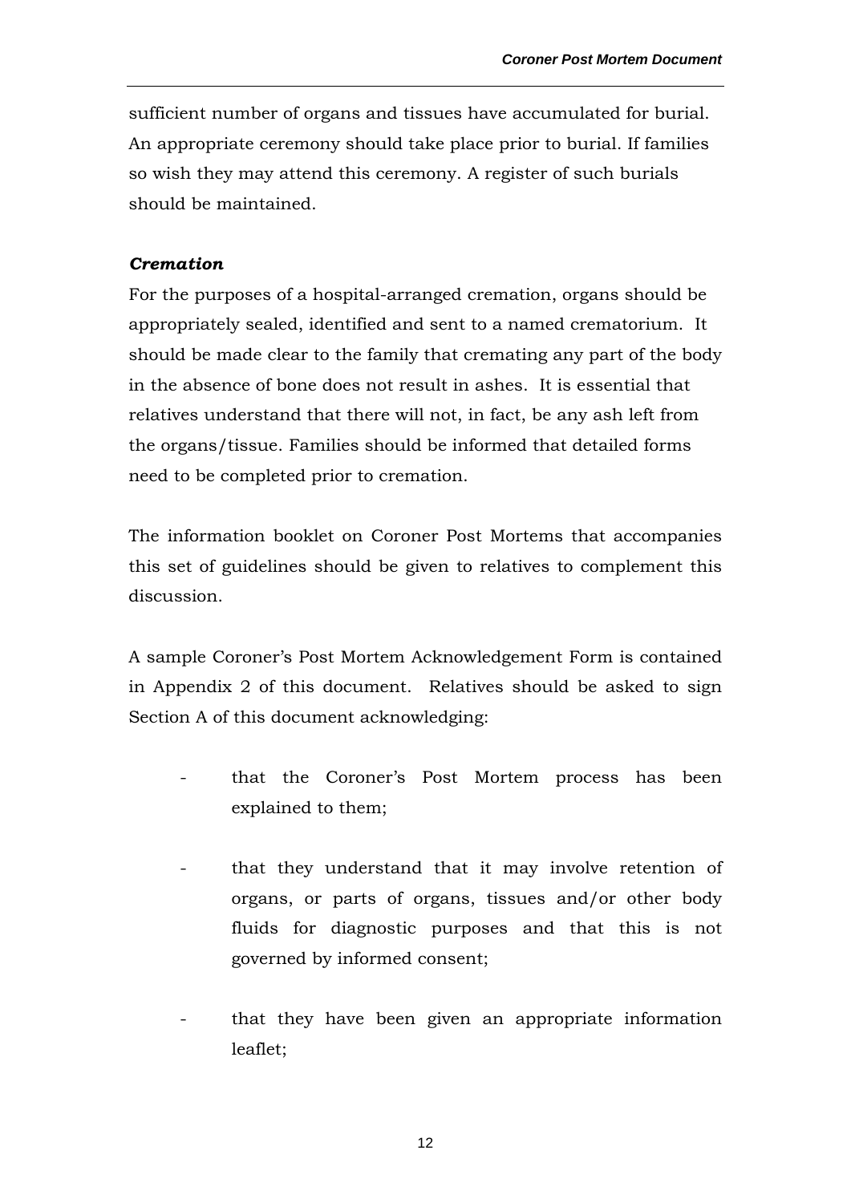sufficient number of organs and tissues have accumulated for burial. An appropriate ceremony should take place prior to burial. If families so wish they may attend this ceremony. A register of such burials should be maintained.

***Cremation***

For the purposes of a hospital-arranged cremation, organs should be appropriately sealed, identified and sent to a named crematorium. It should be made clear to the family that cremating any part of the body in the absence of bone does not result in ashes. It is essential that relatives understand that there will not, in fact, be any ash left from the organs/tissue. Families should be informed that detailed forms need to be completed prior to cremation.

The information booklet on Coroner Post Mortems that accompanies this set of guidelines should be given to relatives to complement this discussion.

A sample Coroner's Post Mortem Acknowledgement Form is contained in Appendix 2 of this document. Relatives should be asked to sign Section A of this document acknowledging:

- that the Coroner's Post Mortem process has been explained to them;
- that they understand that it may involve retention of organs, or parts of organs, tissues and/or other body fluids for diagnostic purposes and that this is not governed by informed consent;
- that they have been given an appropriate information leaflet;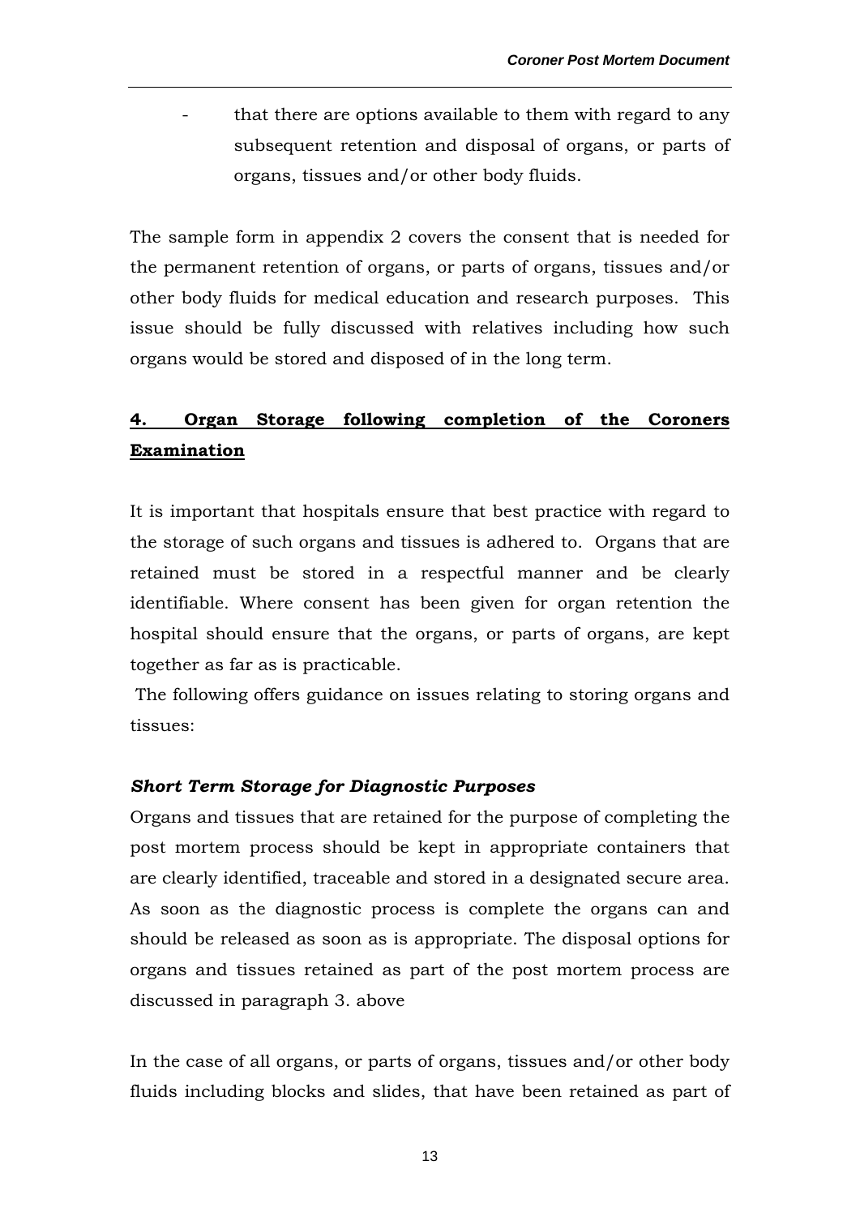- that there are options available to them with regard to any subsequent retention and disposal of organs, or parts of organs, tissues and/or other body fluids.

The sample form in appendix 2 covers the consent that is needed for the permanent retention of organs, or parts of organs, tissues and/or other body fluids for medical education and research purposes. This issue should be fully discussed with relatives including how such organs would be stored and disposed of in the long term.

## 4. Organ Storage following completion of the Coroners Examination

It is important that hospitals ensure that best practice with regard to the storage of such organs and tissues is adhered to. Organs that are retained must be stored in a respectful manner and be clearly identifiable. Where consent has been given for organ retention the hospital should ensure that the organs, or parts of organs, are kept together as far as is practicable.

The following offers guidance on issues relating to storing organs and tissues:

***Short Term Storage for Diagnostic Purposes***

Organs and tissues that are retained for the purpose of completing the post mortem process should be kept in appropriate containers that are clearly identified, traceable and stored in a designated secure area. As soon as the diagnostic process is complete the organs can and should be released as soon as is appropriate. The disposal options for organs and tissues retained as part of the post mortem process are discussed in paragraph 3. above

In the case of all organs, or parts of organs, tissues and/or other body fluids including blocks and slides, that have been retained as part of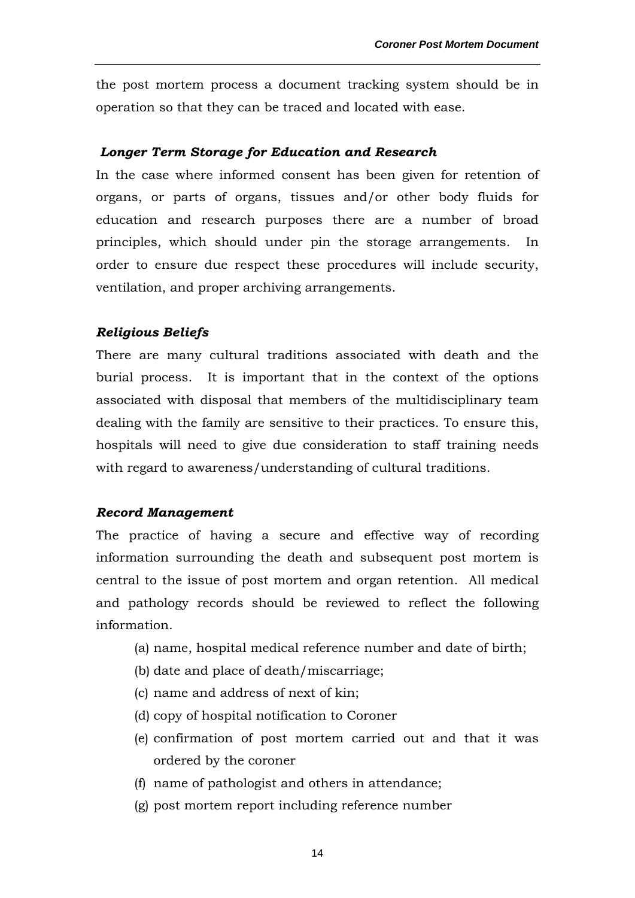the post mortem process a document tracking system should be in operation so that they can be traced and located with ease.

### *Longer Term Storage for Education and Research*

In the case where informed consent has been given for retention of organs, or parts of organs, tissues and/or other body fluids for education and research purposes there are a number of broad principles, which should under pin the storage arrangements. In order to ensure due respect these procedures will include security, ventilation, and proper archiving arrangements.

### *Religious Beliefs*

There are many cultural traditions associated with death and the burial process. It is important that in the context of the options associated with disposal that members of the multidisciplinary team dealing with the family are sensitive to their practices. To ensure this, hospitals will need to give due consideration to staff training needs with regard to awareness/understanding of cultural traditions.

### *Record Management*

The practice of having a secure and effective way of recording information surrounding the death and subsequent post mortem is central to the issue of post mortem and organ retention. All medical and pathology records should be reviewed to reflect the following information.

- (a) name, hospital medical reference number and date of birth;
- (b) date and place of death/miscarriage;
- (c) name and address of next of kin;
- (d) copy of hospital notification to Coroner
- (e) confirmation of post mortem carried out and that it was ordered by the coroner
- (f) name of pathologist and others in attendance;
- (g) post mortem report including reference number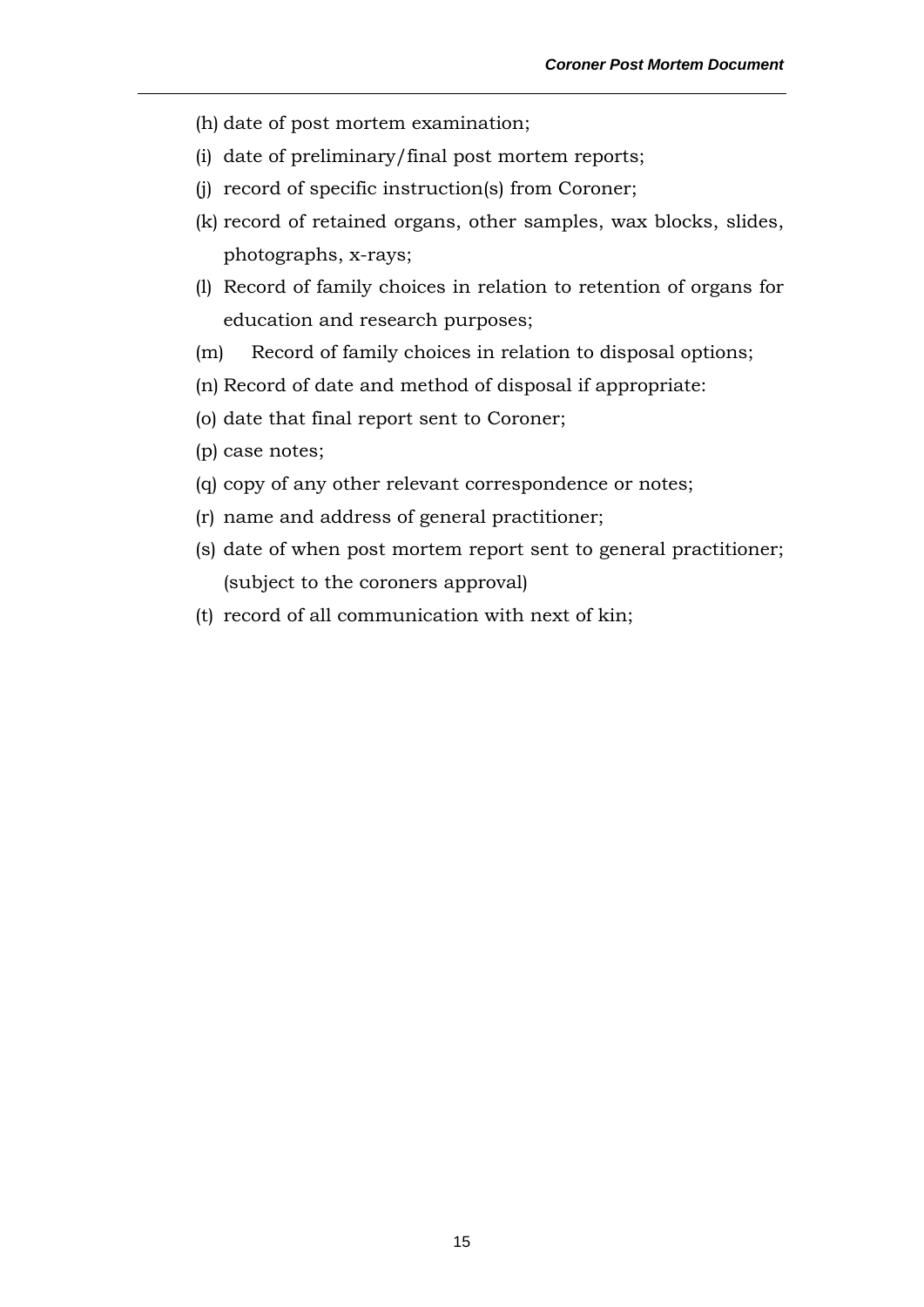(h) date of post mortem examination;

(i) date of preliminary/final post mortem reports;

(j) record of specific instruction(s) from Coroner;

(k) record of retained organs, other samples, wax blocks, slides, photographs, x-rays;

(l) Record of family choices in relation to retention of organs for education and research purposes;

(m) Record of family choices in relation to disposal options;

(n) Record of date and method of disposal if appropriate:

(o) date that final report sent to Coroner;

(p) case notes;

(q) copy of any other relevant correspondence or notes;

(r) name and address of general practitioner;

(s) date of when post mortem report sent to general practitioner; (subject to the coroners approval)

(t) record of all communication with next of kin;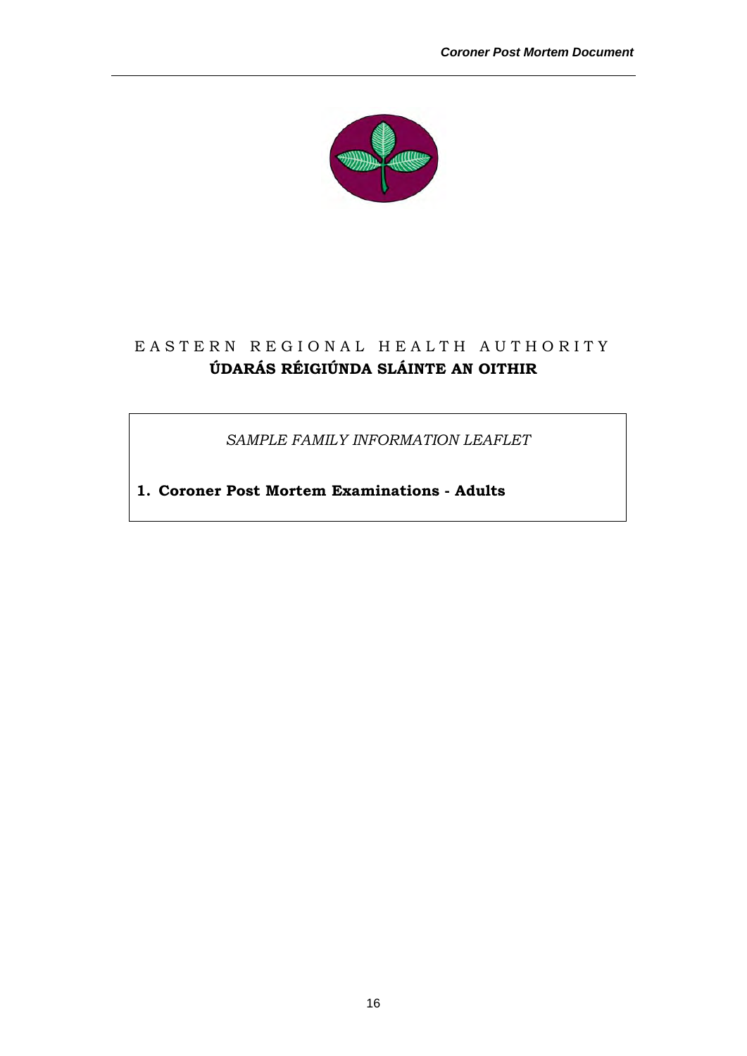EASTERN REGIONAL HEALTH AUTHORITY

**ÚDARÁS RÉIGIÚNDA SLÁINTE AN OITHIR**

*SAMPLE FAMILY INFORMATION LEAFLET*

**1. Coroner Post Mortem Examinations - Adults**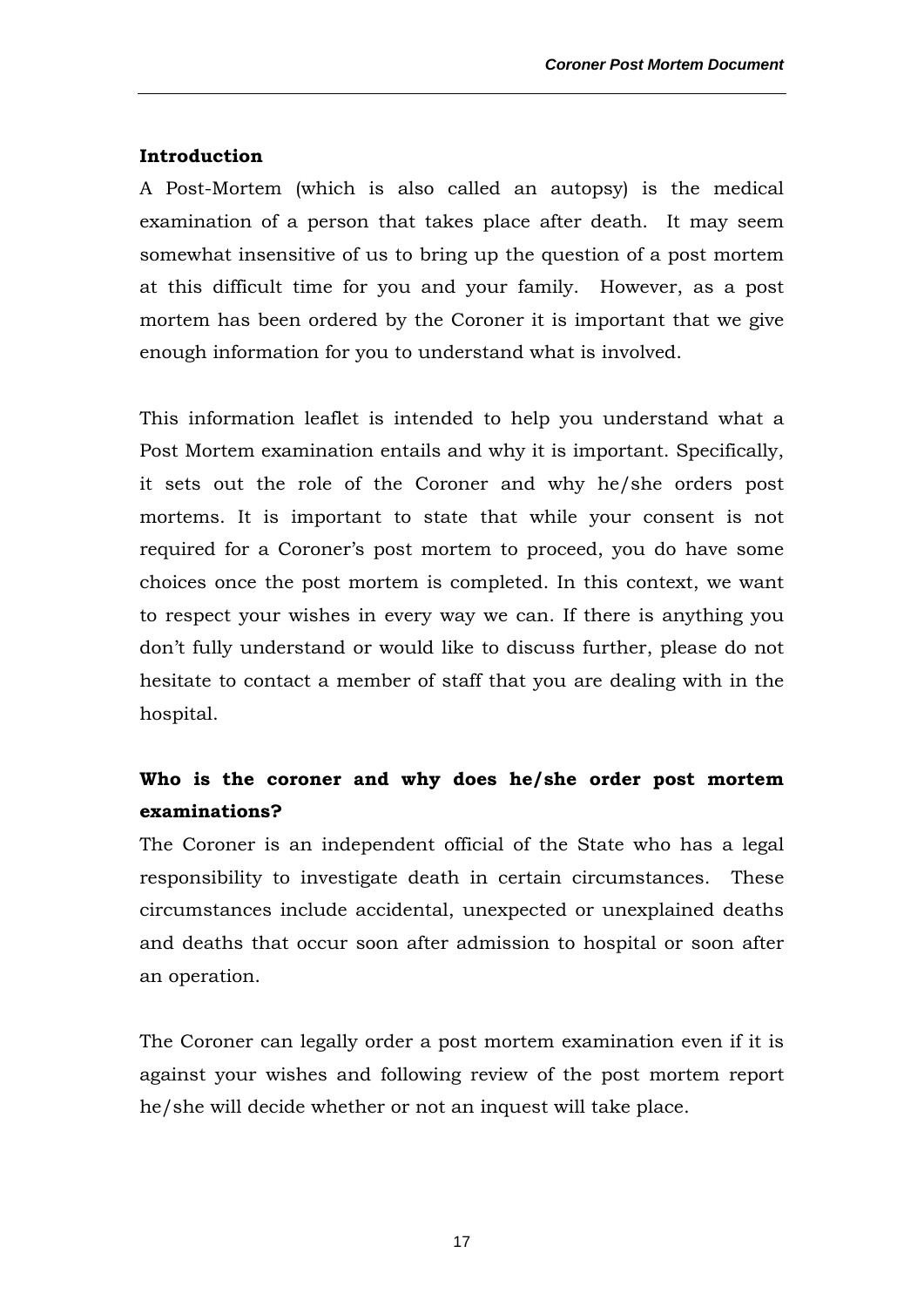## Introduction

A Post-Mortem (which is also called an autopsy) is the medical examination of a person that takes place after death. It may seem somewhat insensitive of us to bring up the question of a post mortem at this difficult time for you and your family. However, as a post mortem has been ordered by the Coroner it is important that we give enough information for you to understand what is involved.

This information leaflet is intended to help you understand what a Post Mortem examination entails and why it is important. Specifically, it sets out the role of the Coroner and why he/she orders post mortems. It is important to state that while your consent is not required for a Coroner's post mortem to proceed, you do have some choices once the post mortem is completed. In this context, we want to respect your wishes in every way we can. If there is anything you don't fully understand or would like to discuss further, please do not hesitate to contact a member of staff that you are dealing with in the hospital.

## Who is the coroner and why does he/she order post mortem examinations?

The Coroner is an independent official of the State who has a legal responsibility to investigate death in certain circumstances. These circumstances include accidental, unexpected or unexplained deaths and deaths that occur soon after admission to hospital or soon after an operation.

The Coroner can legally order a post mortem examination even if it is against your wishes and following review of the post mortem report he/she will decide whether or not an inquest will take place.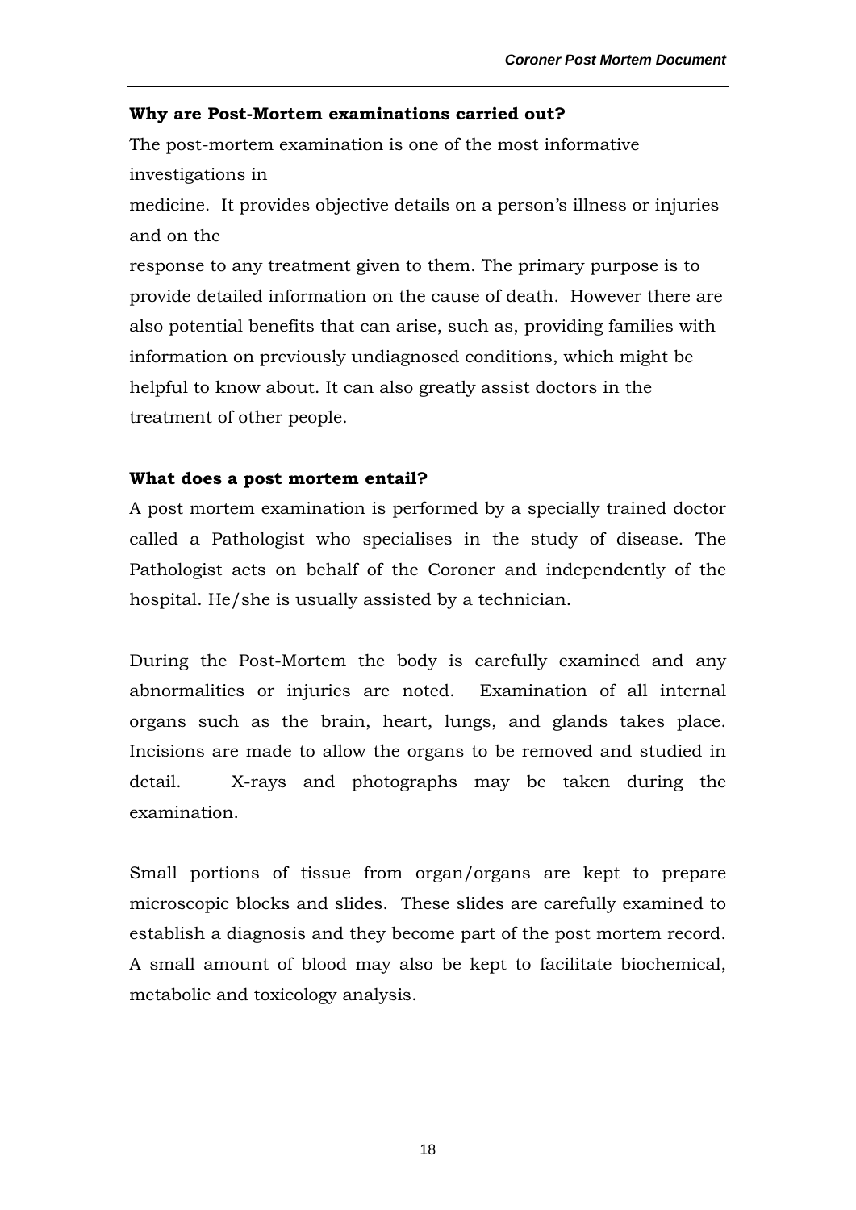**Why are Post-Mortem examinations carried out?**

The post-mortem examination is one of the most informative investigations in medicine. It provides objective details on a person's illness or injuries and on the response to any treatment given to them. The primary purpose is to provide detailed information on the cause of death. However there are also potential benefits that can arise, such as, providing families with information on previously undiagnosed conditions, which might be helpful to know about. It can also greatly assist doctors in the treatment of other people.

**What does a post mortem entail?**

A post mortem examination is performed by a specially trained doctor called a Pathologist who specialises in the study of disease. The Pathologist acts on behalf of the Coroner and independently of the hospital. He/she is usually assisted by a technician.

During the Post-Mortem the body is carefully examined and any abnormalities or injuries are noted. Examination of all internal organs such as the brain, heart, lungs, and glands takes place. Incisions are made to allow the organs to be removed and studied in detail. X-rays and photographs may be taken during the examination.

Small portions of tissue from organ/organs are kept to prepare microscopic blocks and slides. These slides are carefully examined to establish a diagnosis and they become part of the post mortem record. A small amount of blood may also be kept to facilitate biochemical, metabolic and toxicology analysis.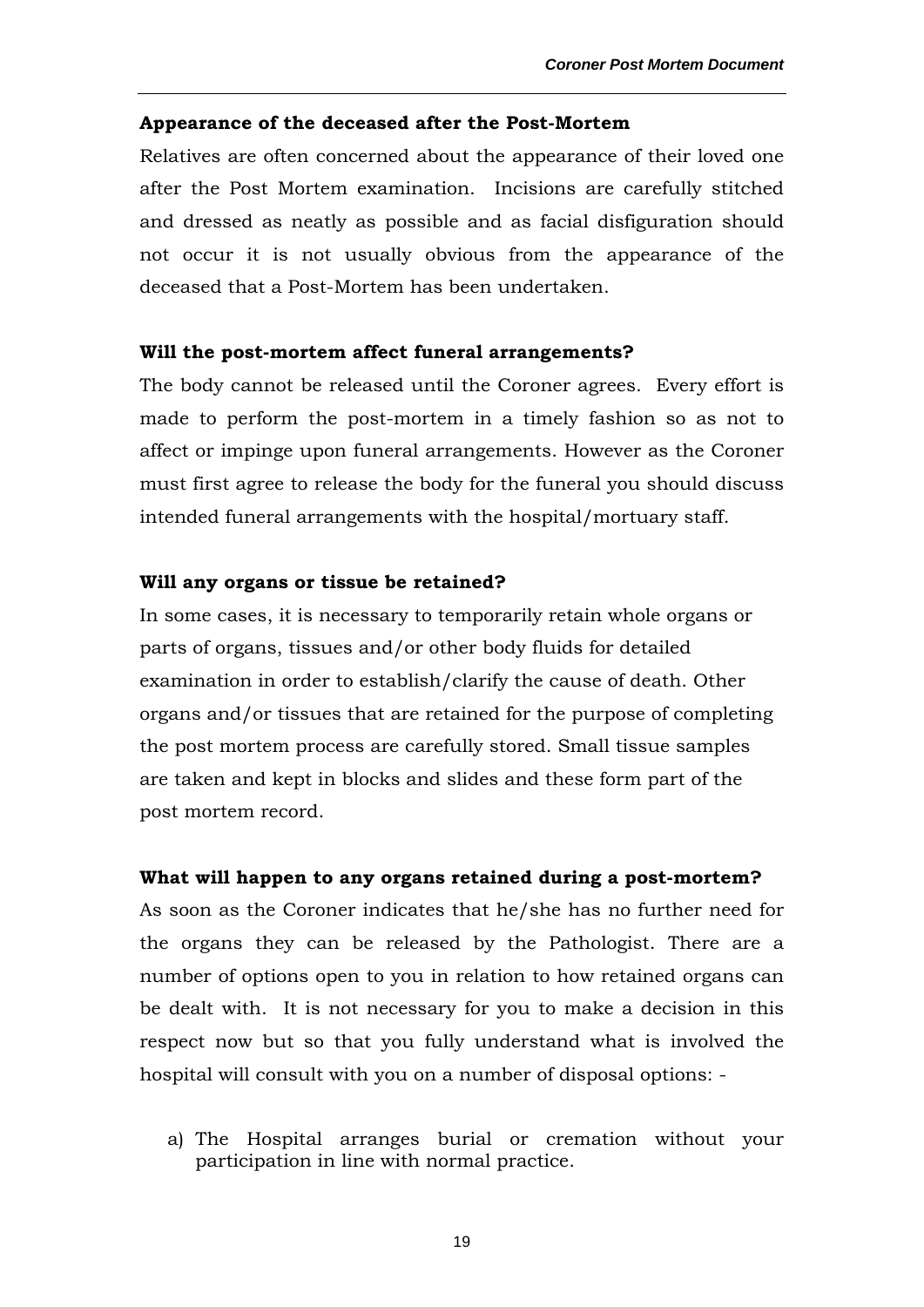**Appearance of the deceased after the Post-Mortem**

Relatives are often concerned about the appearance of their loved one after the Post Mortem examination. Incisions are carefully stitched and dressed as neatly as possible and as facial disfiguration should not occur it is not usually obvious from the appearance of the deceased that a Post-Mortem has been undertaken.

**Will the post-mortem affect funeral arrangements?**

The body cannot be released until the Coroner agrees. Every effort is made to perform the post-mortem in a timely fashion so as not to affect or impinge upon funeral arrangements. However as the Coroner must first agree to release the body for the funeral you should discuss intended funeral arrangements with the hospital/mortuary staff.

**Will any organs or tissue be retained?**

In some cases, it is necessary to temporarily retain whole organs or parts of organs, tissues and/or other body fluids for detailed examination in order to establish/clarify the cause of death. Other organs and/or tissues that are retained for the purpose of completing the post mortem process are carefully stored. Small tissue samples are taken and kept in blocks and slides and these form part of the post mortem record.

**What will happen to any organs retained during a post-mortem?**

As soon as the Coroner indicates that he/she has no further need for the organs they can be released by the Pathologist. There are a number of options open to you in relation to how retained organs can be dealt with. It is not necessary for you to make a decision in this respect now but so that you fully understand what is involved the hospital will consult with you on a number of disposal options: -

a) The Hospital arranges burial or cremation without your participation in line with normal practice.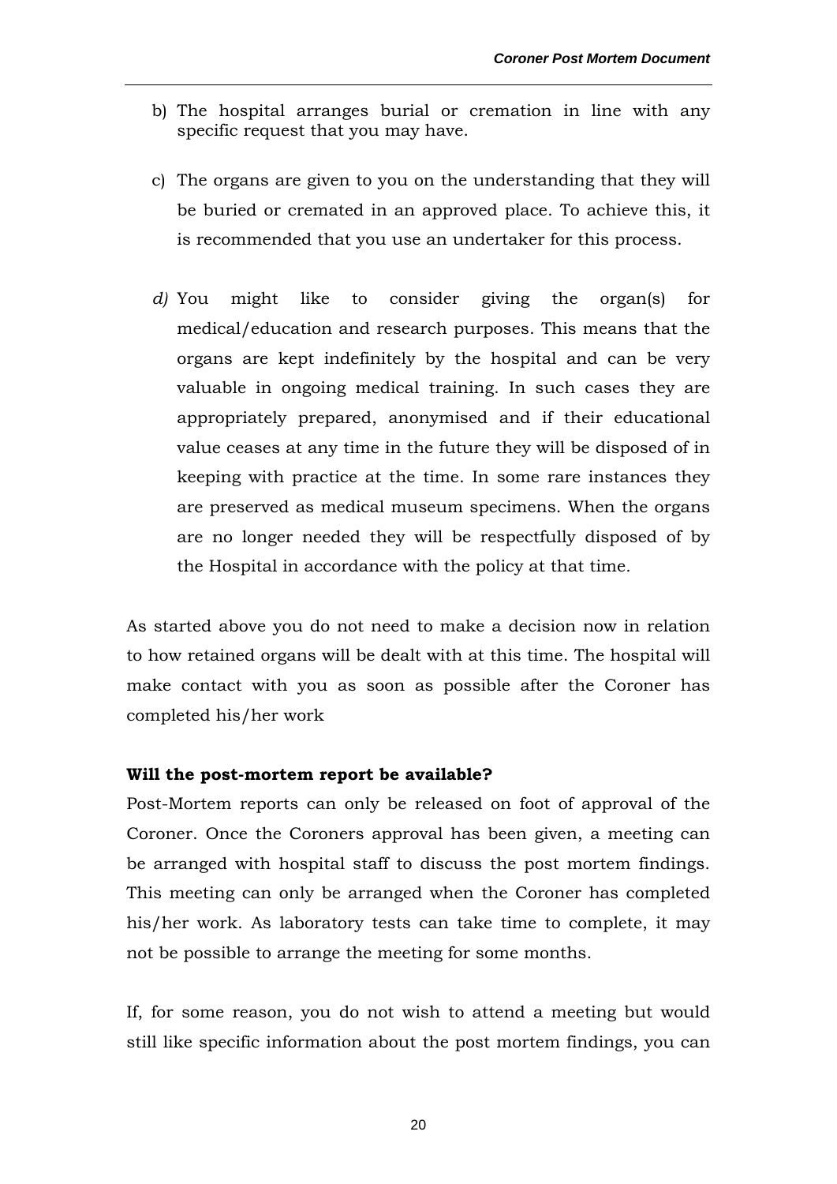b) The hospital arranges burial or cremation in line with any specific request that you may have.

c) The organs are given to you on the understanding that they will be buried or cremated in an approved place. To achieve this, it is recommended that you use an undertaker for this process.

*d)* You might like to consider giving the organ(s) for medical/education and research purposes. This means that the organs are kept indefinitely by the hospital and can be very valuable in ongoing medical training. In such cases they are appropriately prepared, anonymised and if their educational value ceases at any time in the future they will be disposed of in keeping with practice at the time. In some rare instances they are preserved as medical museum specimens. When the organs are no longer needed they will be respectfully disposed of by the Hospital in accordance with the policy at that time.

As started above you do not need to make a decision now in relation to how retained organs will be dealt with at this time. The hospital will make contact with you as soon as possible after the Coroner has completed his/her work

**Will the post-mortem report be available?**

Post-Mortem reports can only be released on foot of approval of the Coroner. Once the Coroners approval has been given, a meeting can be arranged with hospital staff to discuss the post mortem findings. This meeting can only be arranged when the Coroner has completed his/her work. As laboratory tests can take time to complete, it may not be possible to arrange the meeting for some months.

If, for some reason, you do not wish to attend a meeting but would still like specific information about the post mortem findings, you can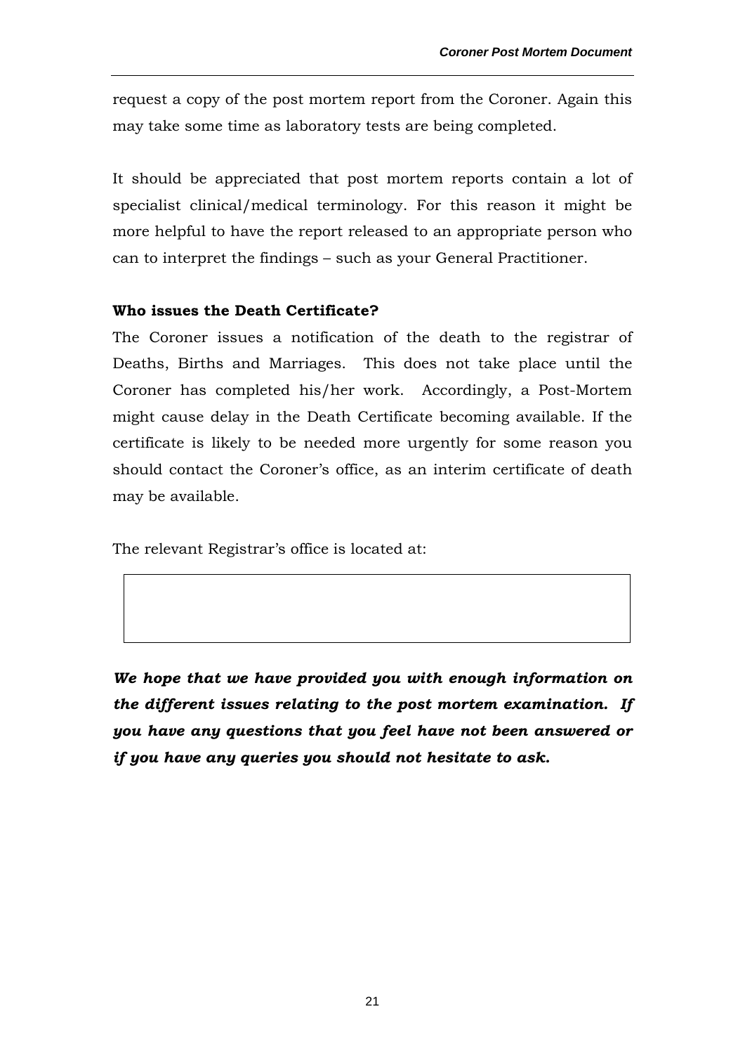request a copy of the post mortem report from the Coroner. Again this may take some time as laboratory tests are being completed.

It should be appreciated that post mortem reports contain a lot of specialist clinical/medical terminology. For this reason it might be more helpful to have the report released to an appropriate person who can to interpret the findings – such as your General Practitioner.

**Who issues the Death Certificate?**

The Coroner issues a notification of the death to the registrar of Deaths, Births and Marriages. This does not take place until the Coroner has completed his/her work. Accordingly, a Post-Mortem might cause delay in the Death Certificate becoming available. If the certificate is likely to be needed more urgently for some reason you should contact the Coroner's office, as an interim certificate of death may be available.

The relevant Registrar's office is located at:

***We hope that we have provided you with enough information on the different issues relating to the post mortem examination. If you have any questions that you feel have not been answered or if you have any queries you should not hesitate to ask.***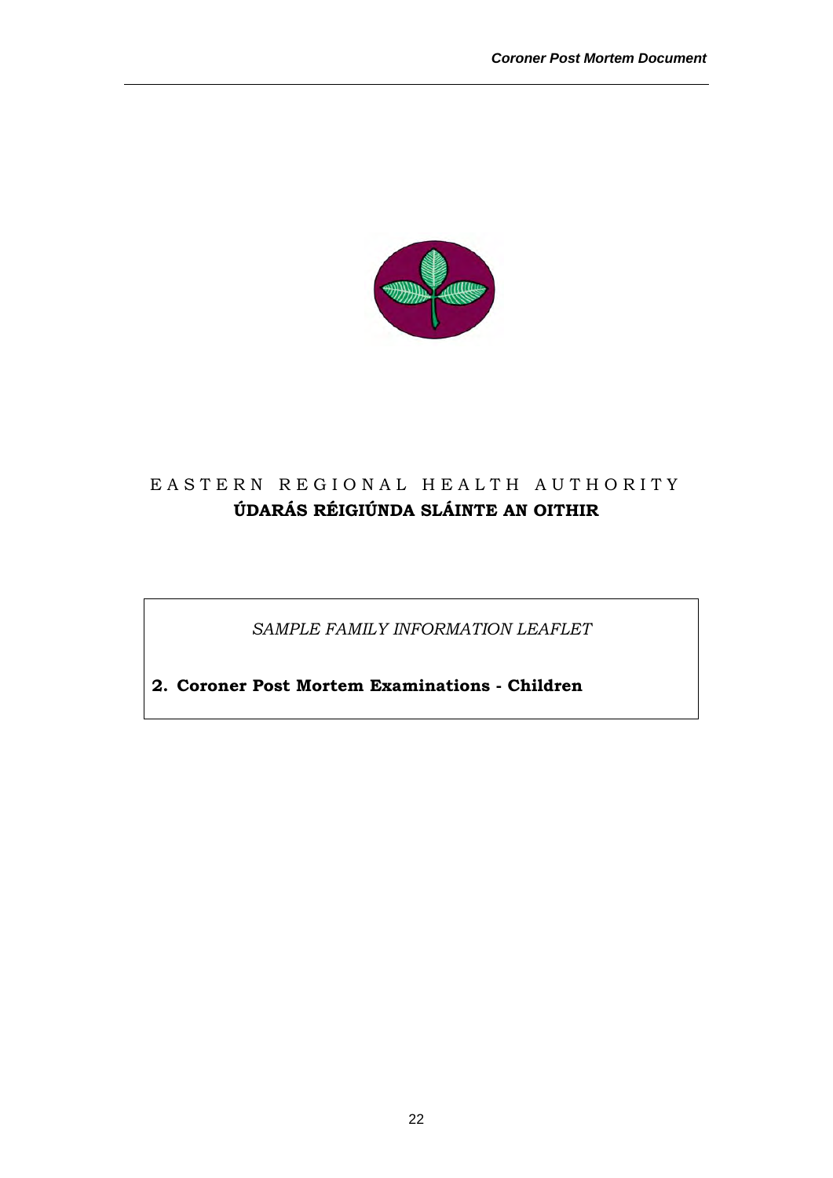EASTERN REGIONAL HEALTH AUTHORITY

**ÚDARÁS RÉIGIÚNDA SLÁINTE AN OITHIR**

*SAMPLE FAMILY INFORMATION LEAFLET*

**2. Coroner Post Mortem Examinations - Children**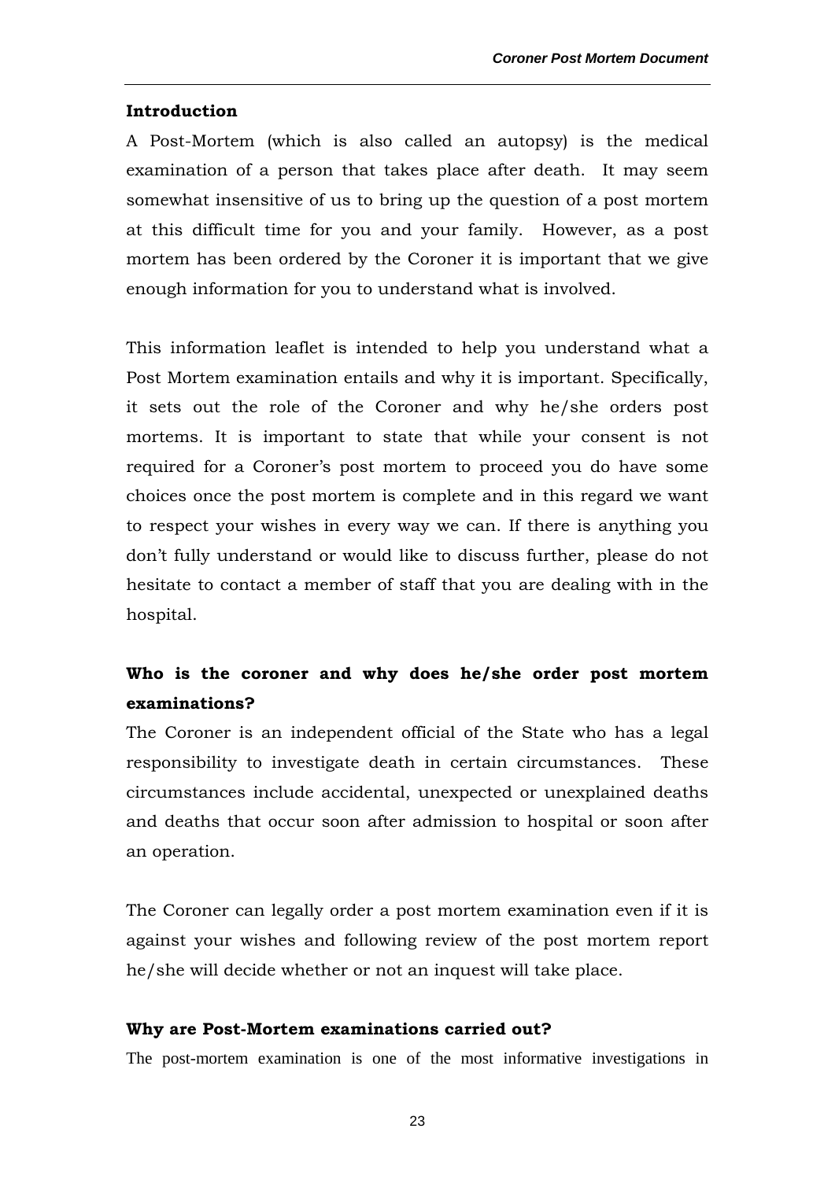## Introduction

A Post-Mortem (which is also called an autopsy) is the medical examination of a person that takes place after death. It may seem somewhat insensitive of us to bring up the question of a post mortem at this difficult time for you and your family. However, as a post mortem has been ordered by the Coroner it is important that we give enough information for you to understand what is involved.

This information leaflet is intended to help you understand what a Post Mortem examination entails and why it is important. Specifically, it sets out the role of the Coroner and why he/she orders post mortems. It is important to state that while your consent is not required for a Coroner's post mortem to proceed you do have some choices once the post mortem is complete and in this regard we want to respect your wishes in every way we can. If there is anything you don't fully understand or would like to discuss further, please do not hesitate to contact a member of staff that you are dealing with in the hospital.

## Who is the coroner and why does he/she order post mortem examinations?

The Coroner is an independent official of the State who has a legal responsibility to investigate death in certain circumstances. These circumstances include accidental, unexpected or unexplained deaths and deaths that occur soon after admission to hospital or soon after an operation.

The Coroner can legally order a post mortem examination even if it is against your wishes and following review of the post mortem report he/she will decide whether or not an inquest will take place.

## Why are Post-Mortem examinations carried out?

The post-mortem examination is one of the most informative investigations in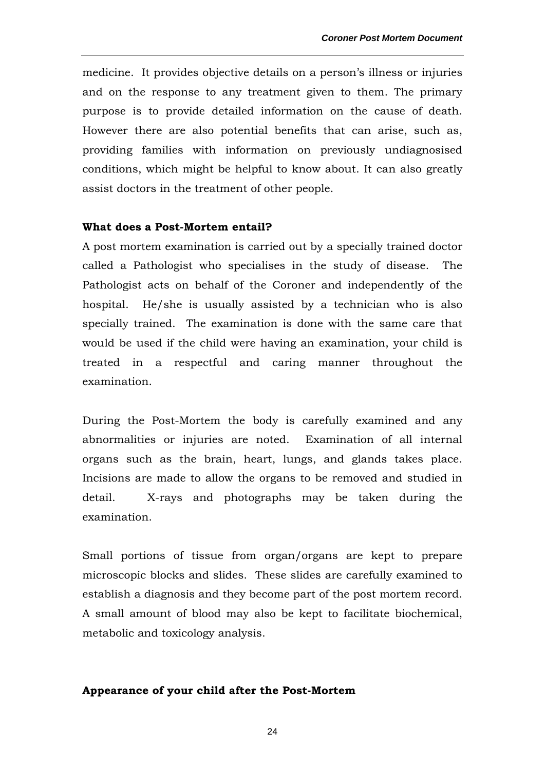medicine. It provides objective details on a person's illness or injuries and on the response to any treatment given to them. The primary purpose is to provide detailed information on the cause of death. However there are also potential benefits that can arise, such as, providing families with information on previously undiagnosised conditions, which might be helpful to know about. It can also greatly assist doctors in the treatment of other people.

**What does a Post-Mortem entail?**

A post mortem examination is carried out by a specially trained doctor called a Pathologist who specialises in the study of disease. The Pathologist acts on behalf of the Coroner and independently of the hospital. He/she is usually assisted by a technician who is also specially trained. The examination is done with the same care that would be used if the child were having an examination, your child is treated in a respectful and caring manner throughout the examination.

During the Post-Mortem the body is carefully examined and any abnormalities or injuries are noted. Examination of all internal organs such as the brain, heart, lungs, and glands takes place. Incisions are made to allow the organs to be removed and studied in detail. X-rays and photographs may be taken during the examination.

Small portions of tissue from organ/organs are kept to prepare microscopic blocks and slides. These slides are carefully examined to establish a diagnosis and they become part of the post mortem record. A small amount of blood may also be kept to facilitate biochemical, metabolic and toxicology analysis.

**Appearance of your child after the Post-Mortem**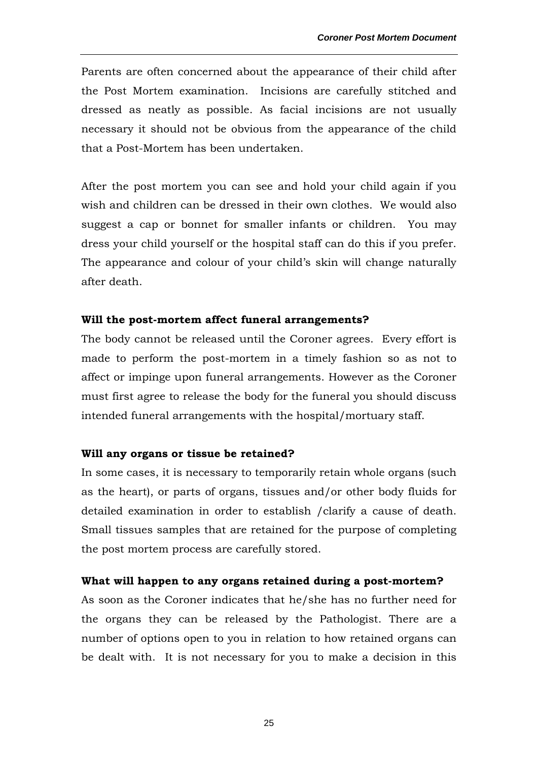Parents are often concerned about the appearance of their child after the Post Mortem examination. Incisions are carefully stitched and dressed as neatly as possible. As facial incisions are not usually necessary it should not be obvious from the appearance of the child that a Post-Mortem has been undertaken.

After the post mortem you can see and hold your child again if you wish and children can be dressed in their own clothes. We would also suggest a cap or bonnet for smaller infants or children. You may dress your child yourself or the hospital staff can do this if you prefer. The appearance and colour of your child's skin will change naturally after death.

**Will the post-mortem affect funeral arrangements?**

The body cannot be released until the Coroner agrees. Every effort is made to perform the post-mortem in a timely fashion so as not to affect or impinge upon funeral arrangements. However as the Coroner must first agree to release the body for the funeral you should discuss intended funeral arrangements with the hospital/mortuary staff.

**Will any organs or tissue be retained?**

In some cases, it is necessary to temporarily retain whole organs (such as the heart), or parts of organs, tissues and/or other body fluids for detailed examination in order to establish /clarify a cause of death. Small tissues samples that are retained for the purpose of completing the post mortem process are carefully stored.

**What will happen to any organs retained during a post-mortem?**

As soon as the Coroner indicates that he/she has no further need for the organs they can be released by the Pathologist. There are a number of options open to you in relation to how retained organs can be dealt with. It is not necessary for you to make a decision in this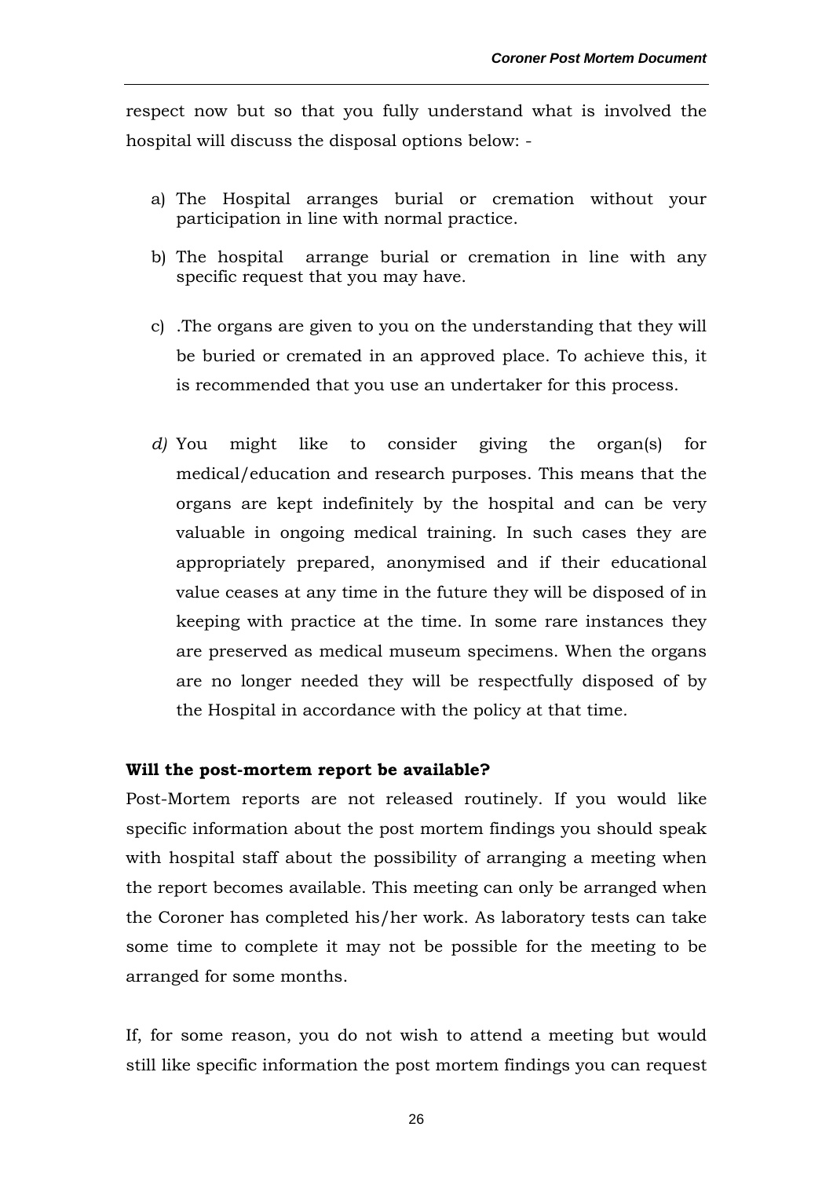respect now but so that you fully understand what is involved the hospital will discuss the disposal options below: -

a) The Hospital arranges burial or cremation without your participation in line with normal practice.

b) The hospital arrange burial or cremation in line with any specific request that you may have.

c) .The organs are given to you on the understanding that they will be buried or cremated in an approved place. To achieve this, it is recommended that you use an undertaker for this process.

*d)* You might like to consider giving the organ(s) for medical/education and research purposes. This means that the organs are kept indefinitely by the hospital and can be very valuable in ongoing medical training. In such cases they are appropriately prepared, anonymised and if their educational value ceases at any time in the future they will be disposed of in keeping with practice at the time. In some rare instances they are preserved as medical museum specimens. When the organs are no longer needed they will be respectfully disposed of by the Hospital in accordance with the policy at that time.

**Will the post-mortem report be available?**

Post-Mortem reports are not released routinely. If you would like specific information about the post mortem findings you should speak with hospital staff about the possibility of arranging a meeting when the report becomes available. This meeting can only be arranged when the Coroner has completed his/her work. As laboratory tests can take some time to complete it may not be possible for the meeting to be arranged for some months.

If, for some reason, you do not wish to attend a meeting but would still like specific information the post mortem findings you can request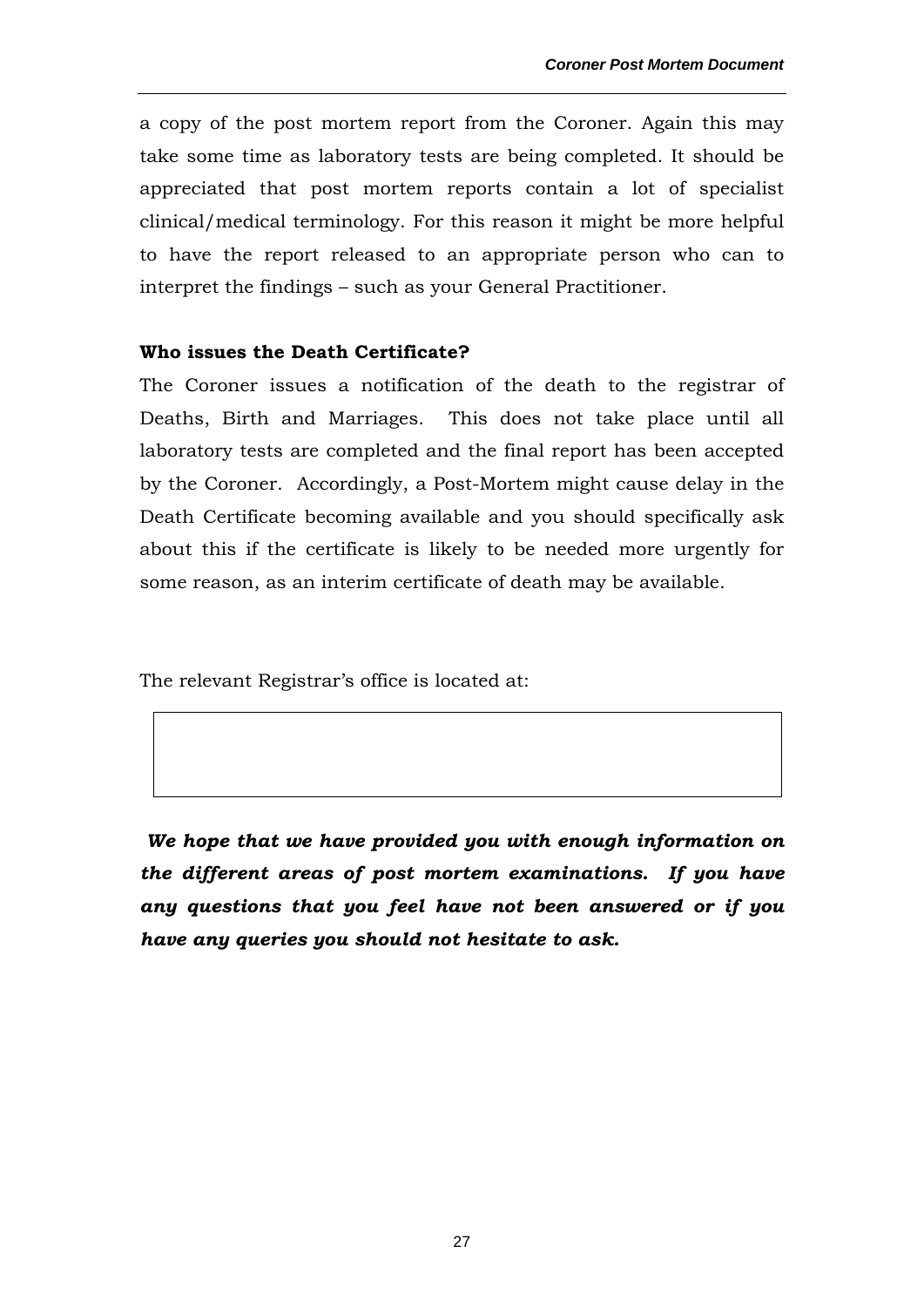a copy of the post mortem report from the Coroner. Again this may take some time as laboratory tests are being completed. It should be appreciated that post mortem reports contain a lot of specialist clinical/medical terminology. For this reason it might be more helpful to have the report released to an appropriate person who can to interpret the findings – such as your General Practitioner.

**Who issues the Death Certificate?**

The Coroner issues a notification of the death to the registrar of Deaths, Birth and Marriages. This does not take place until all laboratory tests are completed and the final report has been accepted by the Coroner. Accordingly, a Post-Mortem might cause delay in the Death Certificate becoming available and you should specifically ask about this if the certificate is likely to be needed more urgently for some reason, as an interim certificate of death may be available.

The relevant Registrar's office is located at:

***We hope that we have provided you with enough information on the different areas of post mortem examinations. If you have any questions that you feel have not been answered or if you have any queries you should not hesitate to ask.***